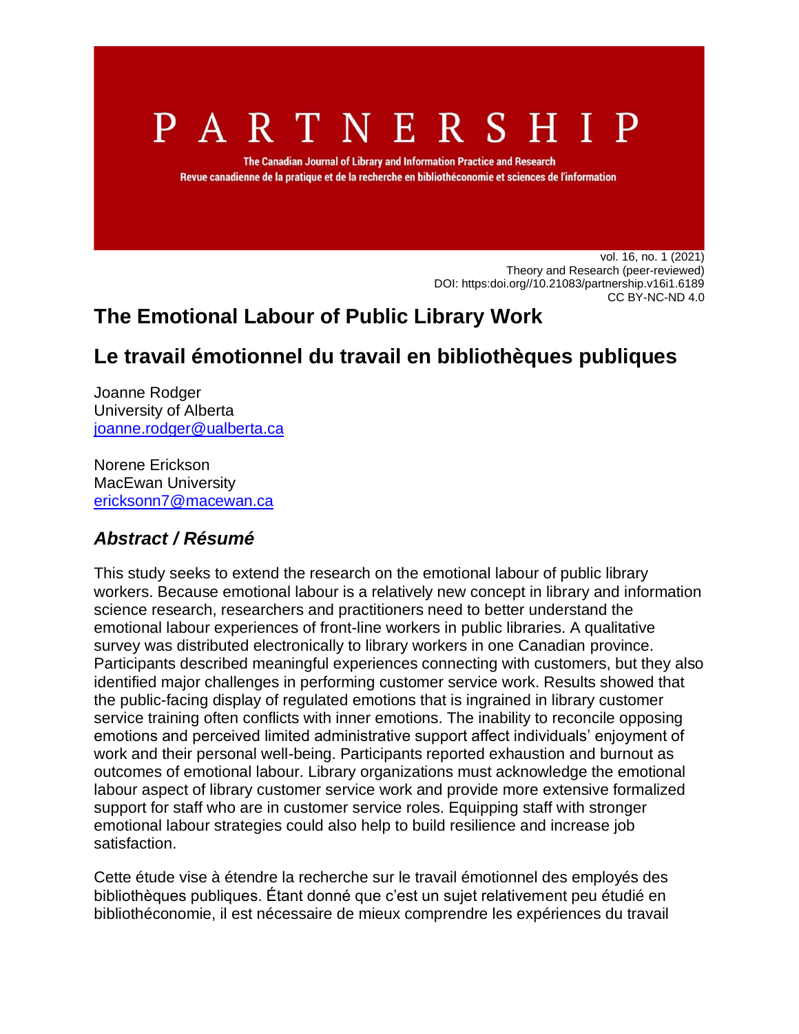# PARTNERSHIP

The Canadian Journal of Library and Information Practice and Research
Revue canadienne de la pratique et de la recherche en bibliothéconomie et sciences de l'information

vol. 16, no. 1 (2021)
Theory and Research (peer-reviewed)
DOI: https:doi.org//10.21083/partnership.v16i1.6189
CC BY-NC-ND 4.0

# The Emotional Labour of Public Library Work

# Le travail émotionnel du travail en bibliothèques publiques

Joanne Rodger
University of Alberta
joanne.rodger@ualberta.ca

Norene Erickson
MacEwan University
ericksonn7@macewan.ca

## *Abstract / Résumé*

This study seeks to extend the research on the emotional labour of public library workers. Because emotional labour is a relatively new concept in library and information science research, researchers and practitioners need to better understand the emotional labour experiences of front-line workers in public libraries. A qualitative survey was distributed electronically to library workers in one Canadian province. Participants described meaningful experiences connecting with customers, but they also identified major challenges in performing customer service work. Results showed that the public-facing display of regulated emotions that is ingrained in library customer service training often conflicts with inner emotions. The inability to reconcile opposing emotions and perceived limited administrative support affect individuals' enjoyment of work and their personal well-being. Participants reported exhaustion and burnout as outcomes of emotional labour. Library organizations must acknowledge the emotional labour aspect of library customer service work and provide more extensive formalized support for staff who are in customer service roles. Equipping staff with stronger emotional labour strategies could also help to build resilience and increase job satisfaction.

Cette étude vise à étendre la recherche sur le travail émotionnel des employés des bibliothèques publiques. Étant donné que c'est un sujet relativement peu étudié en bibliothéconomie, il est nécessaire de mieux comprendre les expériences du travail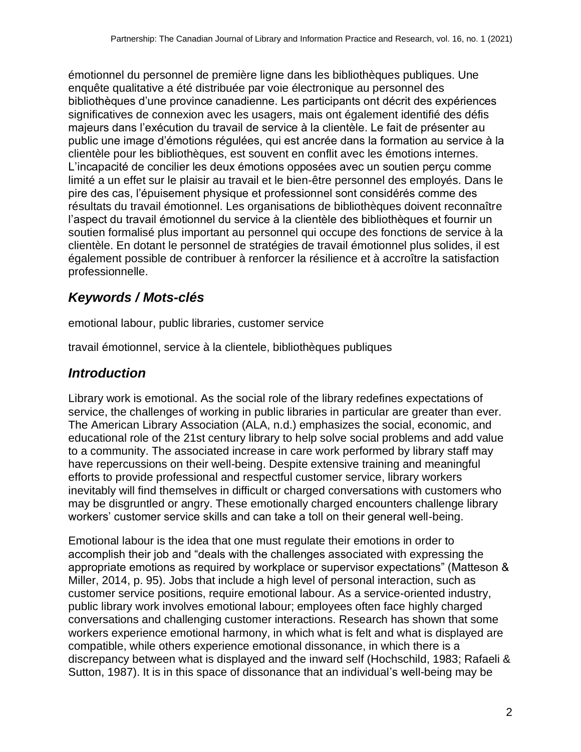émotionnel du personnel de première ligne dans les bibliothèques publiques. Une enquête qualitative a été distribuée par voie électronique au personnel des bibliothèques d'une province canadienne. Les participants ont décrit des expériences significatives de connexion avec les usagers, mais ont également identifié des défis majeurs dans l'exécution du travail de service à la clientèle. Le fait de présenter au public une image d'émotions régulées, qui est ancrée dans la formation au service à la clientèle pour les bibliothèques, est souvent en conflit avec les émotions internes. L'incapacité de concilier les deux émotions opposées avec un soutien perçu comme limité a un effet sur le plaisir au travail et le bien-être personnel des employés. Dans le pire des cas, l'épuisement physique et professionnel sont considérés comme des résultats du travail émotionnel. Les organisations de bibliothèques doivent reconnaître l'aspect du travail émotionnel du service à la clientèle des bibliothèques et fournir un soutien formalisé plus important au personnel qui occupe des fonctions de service à la clientèle. En dotant le personnel de stratégies de travail émotionnel plus solides, il est également possible de contribuer à renforcer la résilience et à accroître la satisfaction professionnelle.

## *Keywords / Mots-clés*

emotional labour, public libraries, customer service

travail émotionnel, service à la clientele, bibliothèques publiques

## *Introduction*

Library work is emotional. As the social role of the library redefines expectations of service, the challenges of working in public libraries in particular are greater than ever. The American Library Association (ALA, n.d.) emphasizes the social, economic, and educational role of the 21st century library to help solve social problems and add value to a community. The associated increase in care work performed by library staff may have repercussions on their well-being. Despite extensive training and meaningful efforts to provide professional and respectful customer service, library workers inevitably will find themselves in difficult or charged conversations with customers who may be disgruntled or angry. These emotionally charged encounters challenge library workers' customer service skills and can take a toll on their general well-being.

Emotional labour is the idea that one must regulate their emotions in order to accomplish their job and "deals with the challenges associated with expressing the appropriate emotions as required by workplace or supervisor expectations" (Matteson & Miller, 2014, p. 95). Jobs that include a high level of personal interaction, such as customer service positions, require emotional labour. As a service-oriented industry, public library work involves emotional labour; employees often face highly charged conversations and challenging customer interactions. Research has shown that some workers experience emotional harmony, in which what is felt and what is displayed are compatible, while others experience emotional dissonance, in which there is a discrepancy between what is displayed and the inward self (Hochschild, 1983; Rafaeli & Sutton, 1987). It is in this space of dissonance that an individual's well-being may be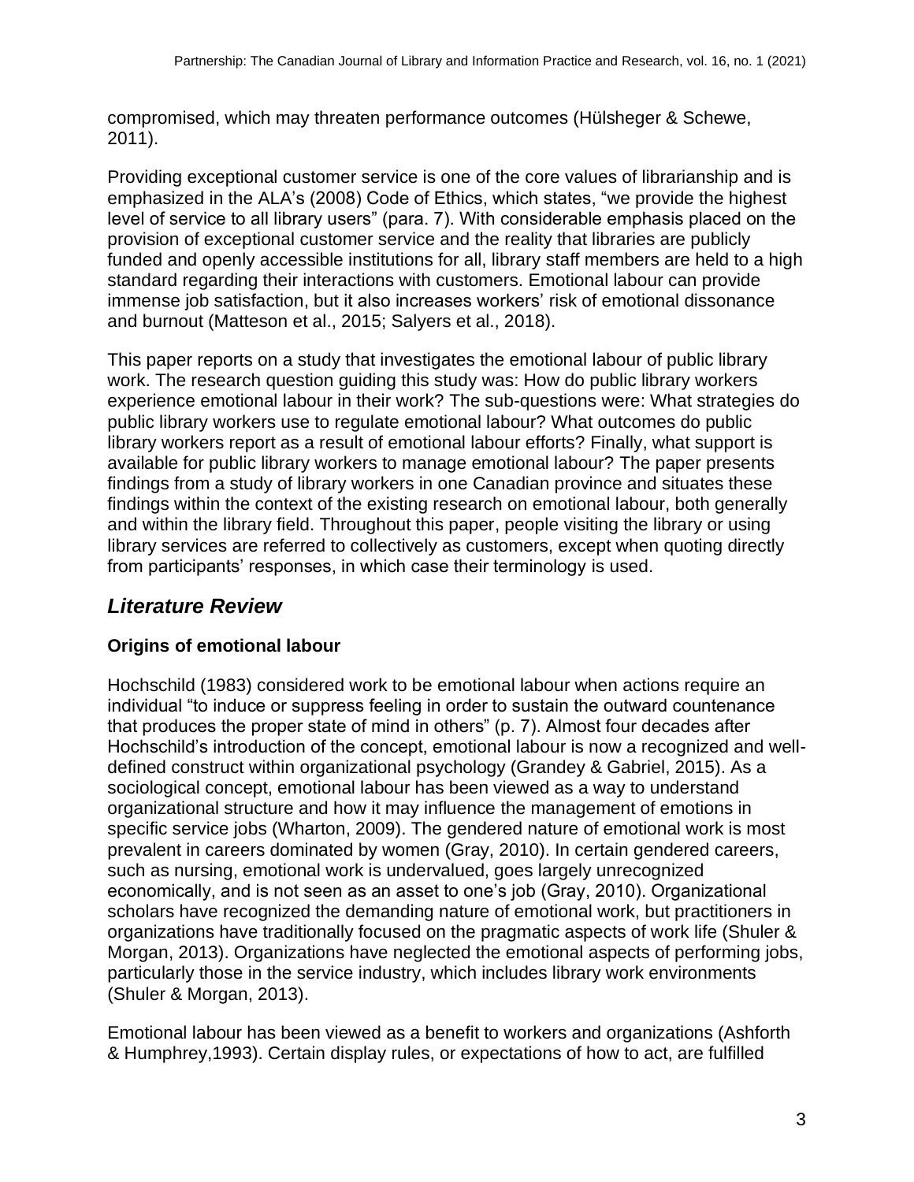compromised, which may threaten performance outcomes (Hülsheger & Schewe, 2011).

Providing exceptional customer service is one of the core values of librarianship and is emphasized in the ALA's (2008) Code of Ethics, which states, "we provide the highest level of service to all library users" (para. 7). With considerable emphasis placed on the provision of exceptional customer service and the reality that libraries are publicly funded and openly accessible institutions for all, library staff members are held to a high standard regarding their interactions with customers. Emotional labour can provide immense job satisfaction, but it also increases workers' risk of emotional dissonance and burnout (Matteson et al., 2015; Salyers et al., 2018).

This paper reports on a study that investigates the emotional labour of public library work. The research question guiding this study was: How do public library workers experience emotional labour in their work? The sub-questions were: What strategies do public library workers use to regulate emotional labour? What outcomes do public library workers report as a result of emotional labour efforts? Finally, what support is available for public library workers to manage emotional labour? The paper presents findings from a study of library workers in one Canadian province and situates these findings within the context of the existing research on emotional labour, both generally and within the library field. Throughout this paper, people visiting the library or using library services are referred to collectively as customers, except when quoting directly from participants' responses, in which case their terminology is used.

## *Literature Review*

### Origins of emotional labour

Hochschild (1983) considered work to be emotional labour when actions require an individual "to induce or suppress feeling in order to sustain the outward countenance that produces the proper state of mind in others" (p. 7). Almost four decades after Hochschild's introduction of the concept, emotional labour is now a recognized and well-defined construct within organizational psychology (Grandey & Gabriel, 2015). As a sociological concept, emotional labour has been viewed as a way to understand organizational structure and how it may influence the management of emotions in specific service jobs (Wharton, 2009). The gendered nature of emotional work is most prevalent in careers dominated by women (Gray, 2010). In certain gendered careers, such as nursing, emotional work is undervalued, goes largely unrecognized economically, and is not seen as an asset to one's job (Gray, 2010). Organizational scholars have recognized the demanding nature of emotional work, but practitioners in organizations have traditionally focused on the pragmatic aspects of work life (Shuler & Morgan, 2013). Organizations have neglected the emotional aspects of performing jobs, particularly those in the service industry, which includes library work environments (Shuler & Morgan, 2013).

Emotional labour has been viewed as a benefit to workers and organizations (Ashforth & Humphrey,1993). Certain display rules, or expectations of how to act, are fulfilled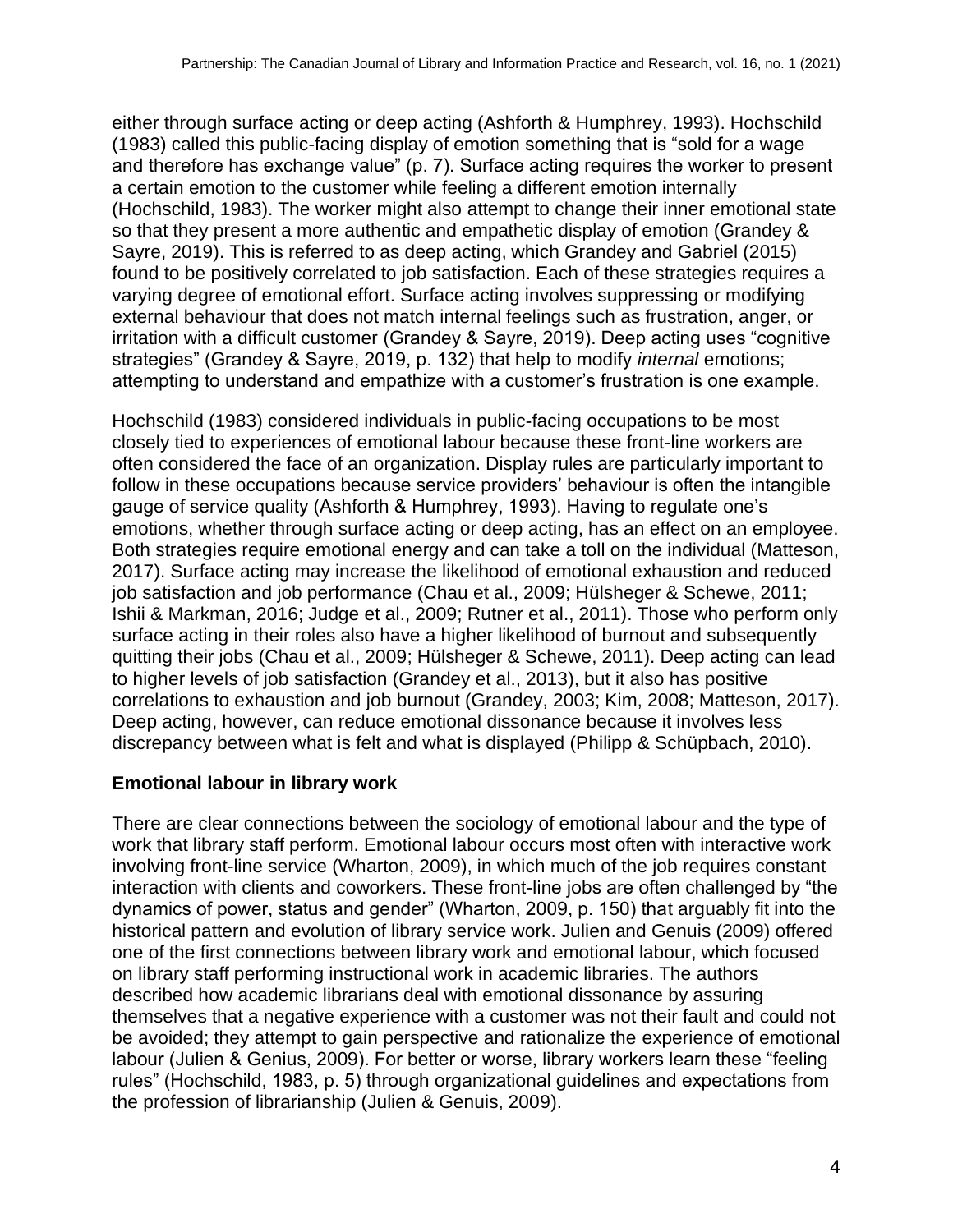either through surface acting or deep acting (Ashforth & Humphrey, 1993). Hochschild (1983) called this public-facing display of emotion something that is "sold for a wage and therefore has exchange value" (p. 7). Surface acting requires the worker to present a certain emotion to the customer while feeling a different emotion internally (Hochschild, 1983). The worker might also attempt to change their inner emotional state so that they present a more authentic and empathetic display of emotion (Grandey & Sayre, 2019). This is referred to as deep acting, which Grandey and Gabriel (2015) found to be positively correlated to job satisfaction. Each of these strategies requires a varying degree of emotional effort. Surface acting involves suppressing or modifying external behaviour that does not match internal feelings such as frustration, anger, or irritation with a difficult customer (Grandey & Sayre, 2019). Deep acting uses "cognitive strategies" (Grandey & Sayre, 2019, p. 132) that help to modify *internal* emotions; attempting to understand and empathize with a customer's frustration is one example.

Hochschild (1983) considered individuals in public-facing occupations to be most closely tied to experiences of emotional labour because these front-line workers are often considered the face of an organization. Display rules are particularly important to follow in these occupations because service providers' behaviour is often the intangible gauge of service quality (Ashforth & Humphrey, 1993). Having to regulate one's emotions, whether through surface acting or deep acting, has an effect on an employee. Both strategies require emotional energy and can take a toll on the individual (Matteson, 2017). Surface acting may increase the likelihood of emotional exhaustion and reduced job satisfaction and job performance (Chau et al., 2009; Hülsheger & Schewe, 2011; Ishii & Markman, 2016; Judge et al., 2009; Rutner et al., 2011). Those who perform only surface acting in their roles also have a higher likelihood of burnout and subsequently quitting their jobs (Chau et al., 2009; Hülsheger & Schewe, 2011). Deep acting can lead to higher levels of job satisfaction (Grandey et al., 2013), but it also has positive correlations to exhaustion and job burnout (Grandey, 2003; Kim, 2008; Matteson, 2017). Deep acting, however, can reduce emotional dissonance because it involves less discrepancy between what is felt and what is displayed (Philipp & Schüpbach, 2010).

## Emotional labour in library work

There are clear connections between the sociology of emotional labour and the type of work that library staff perform. Emotional labour occurs most often with interactive work involving front-line service (Wharton, 2009), in which much of the job requires constant interaction with clients and coworkers. These front-line jobs are often challenged by "the dynamics of power, status and gender" (Wharton, 2009, p. 150) that arguably fit into the historical pattern and evolution of library service work. Julien and Genuis (2009) offered one of the first connections between library work and emotional labour, which focused on library staff performing instructional work in academic libraries. The authors described how academic librarians deal with emotional dissonance by assuring themselves that a negative experience with a customer was not their fault and could not be avoided; they attempt to gain perspective and rationalize the experience of emotional labour (Julien & Genius, 2009). For better or worse, library workers learn these "feeling rules" (Hochschild, 1983, p. 5) through organizational guidelines and expectations from the profession of librarianship (Julien & Genuis, 2009).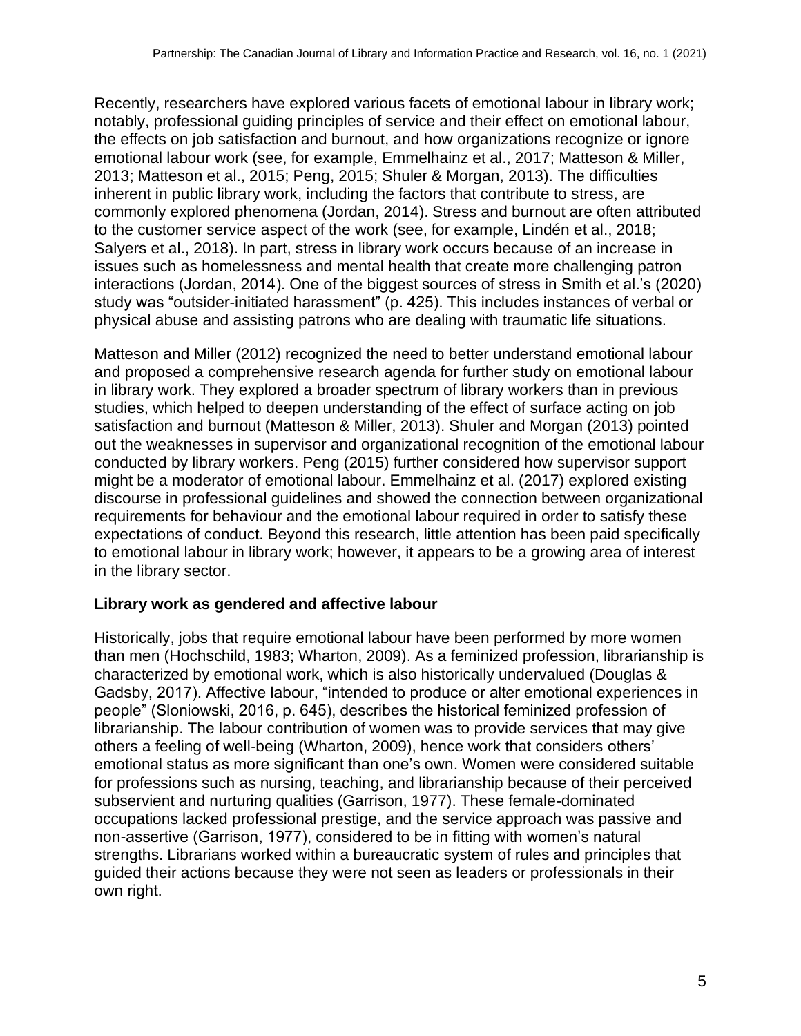Recently, researchers have explored various facets of emotional labour in library work; notably, professional guiding principles of service and their effect on emotional labour, the effects on job satisfaction and burnout, and how organizations recognize or ignore emotional labour work (see, for example, Emmelhainz et al., 2017; Matteson & Miller, 2013; Matteson et al., 2015; Peng, 2015; Shuler & Morgan, 2013). The difficulties inherent in public library work, including the factors that contribute to stress, are commonly explored phenomena (Jordan, 2014). Stress and burnout are often attributed to the customer service aspect of the work (see, for example, Lindén et al., 2018; Salyers et al., 2018). In part, stress in library work occurs because of an increase in issues such as homelessness and mental health that create more challenging patron interactions (Jordan, 2014). One of the biggest sources of stress in Smith et al.'s (2020) study was "outsider-initiated harassment" (p. 425). This includes instances of verbal or physical abuse and assisting patrons who are dealing with traumatic life situations.

Matteson and Miller (2012) recognized the need to better understand emotional labour and proposed a comprehensive research agenda for further study on emotional labour in library work. They explored a broader spectrum of library workers than in previous studies, which helped to deepen understanding of the effect of surface acting on job satisfaction and burnout (Matteson & Miller, 2013). Shuler and Morgan (2013) pointed out the weaknesses in supervisor and organizational recognition of the emotional labour conducted by library workers. Peng (2015) further considered how supervisor support might be a moderator of emotional labour. Emmelhainz et al. (2017) explored existing discourse in professional guidelines and showed the connection between organizational requirements for behaviour and the emotional labour required in order to satisfy these expectations of conduct. Beyond this research, little attention has been paid specifically to emotional labour in library work; however, it appears to be a growing area of interest in the library sector.

### Library work as gendered and affective labour

Historically, jobs that require emotional labour have been performed by more women than men (Hochschild, 1983; Wharton, 2009). As a feminized profession, librarianship is characterized by emotional work, which is also historically undervalued (Douglas & Gadsby, 2017). Affective labour, "intended to produce or alter emotional experiences in people" (Sloniowski, 2016, p. 645), describes the historical feminized profession of librarianship. The labour contribution of women was to provide services that may give others a feeling of well-being (Wharton, 2009), hence work that considers others' emotional status as more significant than one's own. Women were considered suitable for professions such as nursing, teaching, and librarianship because of their perceived subservient and nurturing qualities (Garrison, 1977). These female-dominated occupations lacked professional prestige, and the service approach was passive and non-assertive (Garrison, 1977), considered to be in fitting with women's natural strengths. Librarians worked within a bureaucratic system of rules and principles that guided their actions because they were not seen as leaders or professionals in their own right.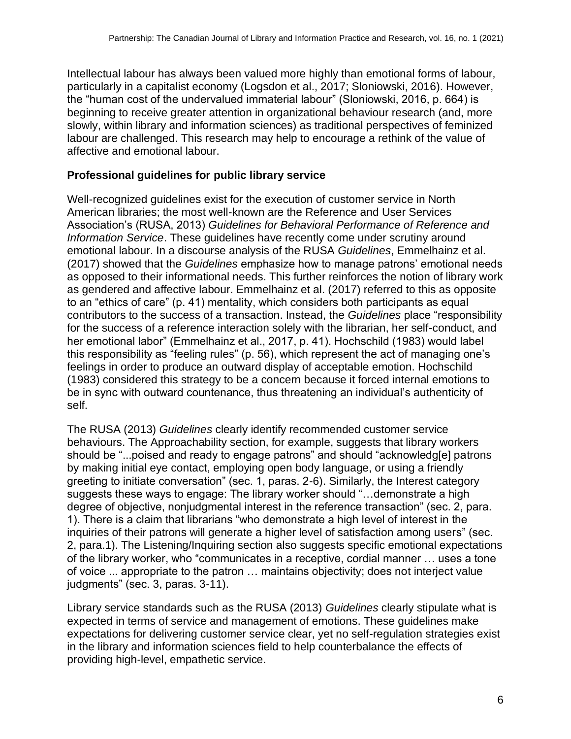Intellectual labour has always been valued more highly than emotional forms of labour, particularly in a capitalist economy (Logsdon et al., 2017; Sloniowski, 2016). However, the "human cost of the undervalued immaterial labour" (Sloniowski, 2016, p. 664) is beginning to receive greater attention in organizational behaviour research (and, more slowly, within library and information sciences) as traditional perspectives of feminized labour are challenged. This research may help to encourage a rethink of the value of affective and emotional labour.

### Professional guidelines for public library service

Well-recognized guidelines exist for the execution of customer service in North American libraries; the most well-known are the Reference and User Services Association's (RUSA, 2013) *Guidelines for Behavioral Performance of Reference and Information Service*. These guidelines have recently come under scrutiny around emotional labour. In a discourse analysis of the RUSA *Guidelines*, Emmelhainz et al. (2017) showed that the *Guidelines* emphasize how to manage patrons' emotional needs as opposed to their informational needs. This further reinforces the notion of library work as gendered and affective labour. Emmelhainz et al. (2017) referred to this as opposite to an "ethics of care" (p. 41) mentality, which considers both participants as equal contributors to the success of a transaction. Instead, the *Guidelines* place "responsibility for the success of a reference interaction solely with the librarian, her self-conduct, and her emotional labor" (Emmelhainz et al., 2017, p. 41). Hochschild (1983) would label this responsibility as "feeling rules" (p. 56), which represent the act of managing one's feelings in order to produce an outward display of acceptable emotion. Hochschild (1983) considered this strategy to be a concern because it forced internal emotions to be in sync with outward countenance, thus threatening an individual's authenticity of self.

The RUSA (2013) *Guidelines* clearly identify recommended customer service behaviours. The Approachability section, for example, suggests that library workers should be "...poised and ready to engage patrons" and should "acknowledg[e] patrons by making initial eye contact, employing open body language, or using a friendly greeting to initiate conversation" (sec. 1, paras. 2-6). Similarly, the Interest category suggests these ways to engage: The library worker should "…demonstrate a high degree of objective, nonjudgmental interest in the reference transaction" (sec. 2, para. 1). There is a claim that librarians "who demonstrate a high level of interest in the inquiries of their patrons will generate a higher level of satisfaction among users" (sec. 2, para.1). The Listening/Inquiring section also suggests specific emotional expectations of the library worker, who "communicates in a receptive, cordial manner … uses a tone of voice ... appropriate to the patron … maintains objectivity; does not interject value judgments" (sec. 3, paras. 3-11).

Library service standards such as the RUSA (2013) *Guidelines* clearly stipulate what is expected in terms of service and management of emotions. These guidelines make expectations for delivering customer service clear, yet no self-regulation strategies exist in the library and information sciences field to help counterbalance the effects of providing high-level, empathetic service.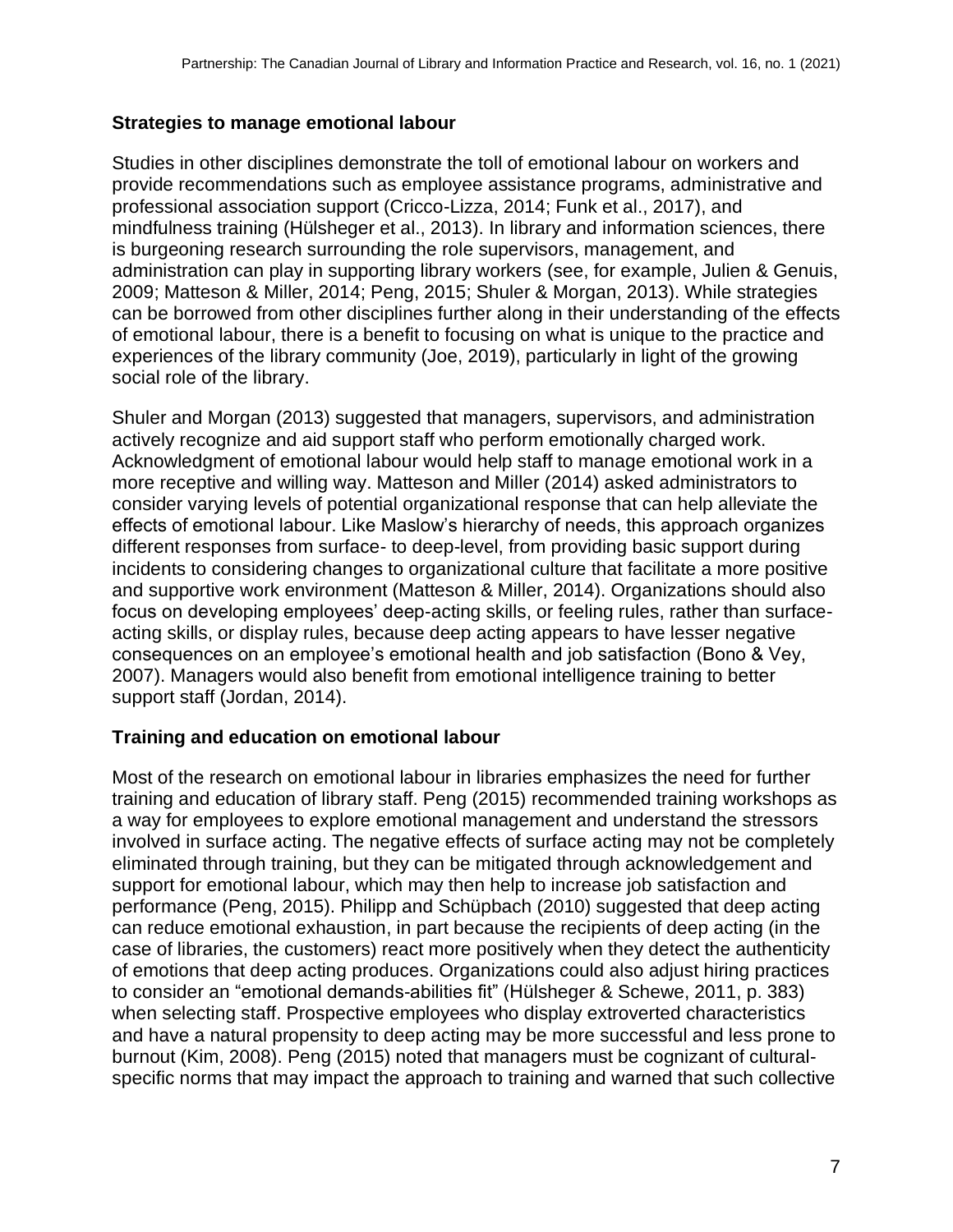## Strategies to manage emotional labour

Studies in other disciplines demonstrate the toll of emotional labour on workers and provide recommendations such as employee assistance programs, administrative and professional association support (Cricco-Lizza, 2014; Funk et al., 2017), and mindfulness training (Hülsheger et al., 2013). In library and information sciences, there is burgeoning research surrounding the role supervisors, management, and administration can play in supporting library workers (see, for example, Julien & Genuis, 2009; Matteson & Miller, 2014; Peng, 2015; Shuler & Morgan, 2013). While strategies can be borrowed from other disciplines further along in their understanding of the effects of emotional labour, there is a benefit to focusing on what is unique to the practice and experiences of the library community (Joe, 2019), particularly in light of the growing social role of the library.

Shuler and Morgan (2013) suggested that managers, supervisors, and administration actively recognize and aid support staff who perform emotionally charged work. Acknowledgment of emotional labour would help staff to manage emotional work in a more receptive and willing way. Matteson and Miller (2014) asked administrators to consider varying levels of potential organizational response that can help alleviate the effects of emotional labour. Like Maslow's hierarchy of needs, this approach organizes different responses from surface- to deep-level, from providing basic support during incidents to considering changes to organizational culture that facilitate a more positive and supportive work environment (Matteson & Miller, 2014). Organizations should also focus on developing employees' deep-acting skills, or feeling rules, rather than surface-acting skills, or display rules, because deep acting appears to have lesser negative consequences on an employee's emotional health and job satisfaction (Bono & Vey, 2007). Managers would also benefit from emotional intelligence training to better support staff (Jordan, 2014).

## Training and education on emotional labour

Most of the research on emotional labour in libraries emphasizes the need for further training and education of library staff. Peng (2015) recommended training workshops as a way for employees to explore emotional management and understand the stressors involved in surface acting. The negative effects of surface acting may not be completely eliminated through training, but they can be mitigated through acknowledgement and support for emotional labour, which may then help to increase job satisfaction and performance (Peng, 2015). Philipp and Schüpbach (2010) suggested that deep acting can reduce emotional exhaustion, in part because the recipients of deep acting (in the case of libraries, the customers) react more positively when they detect the authenticity of emotions that deep acting produces. Organizations could also adjust hiring practices to consider an "emotional demands-abilities fit" (Hülsheger & Schewe, 2011, p. 383) when selecting staff. Prospective employees who display extroverted characteristics and have a natural propensity to deep acting may be more successful and less prone to burnout (Kim, 2008). Peng (2015) noted that managers must be cognizant of cultural-specific norms that may impact the approach to training and warned that such collective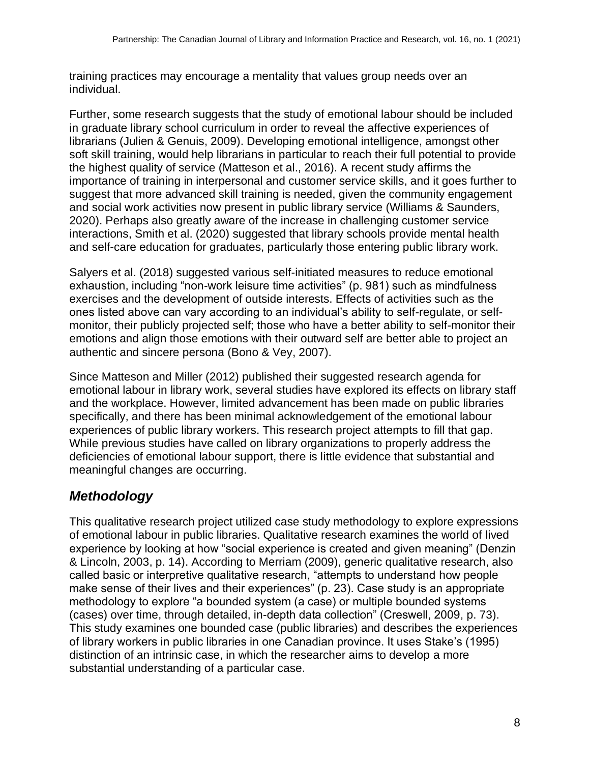training practices may encourage a mentality that values group needs over an individual.

Further, some research suggests that the study of emotional labour should be included in graduate library school curriculum in order to reveal the affective experiences of librarians (Julien & Genuis, 2009). Developing emotional intelligence, amongst other soft skill training, would help librarians in particular to reach their full potential to provide the highest quality of service (Matteson et al., 2016). A recent study affirms the importance of training in interpersonal and customer service skills, and it goes further to suggest that more advanced skill training is needed, given the community engagement and social work activities now present in public library service (Williams & Saunders, 2020). Perhaps also greatly aware of the increase in challenging customer service interactions, Smith et al. (2020) suggested that library schools provide mental health and self-care education for graduates, particularly those entering public library work.

Salyers et al. (2018) suggested various self-initiated measures to reduce emotional exhaustion, including "non-work leisure time activities" (p. 981) such as mindfulness exercises and the development of outside interests. Effects of activities such as the ones listed above can vary according to an individual's ability to self-regulate, or self-monitor, their publicly projected self; those who have a better ability to self-monitor their emotions and align those emotions with their outward self are better able to project an authentic and sincere persona (Bono & Vey, 2007).

Since Matteson and Miller (2012) published their suggested research agenda for emotional labour in library work, several studies have explored its effects on library staff and the workplace. However, limited advancement has been made on public libraries specifically, and there has been minimal acknowledgement of the emotional labour experiences of public library workers. This research project attempts to fill that gap. While previous studies have called on library organizations to properly address the deficiencies of emotional labour support, there is little evidence that substantial and meaningful changes are occurring.

## *Methodology*

This qualitative research project utilized case study methodology to explore expressions of emotional labour in public libraries. Qualitative research examines the world of lived experience by looking at how "social experience is created and given meaning" (Denzin & Lincoln, 2003, p. 14). According to Merriam (2009), generic qualitative research, also called basic or interpretive qualitative research, "attempts to understand how people make sense of their lives and their experiences" (p. 23). Case study is an appropriate methodology to explore "a bounded system (a case) or multiple bounded systems (cases) over time, through detailed, in-depth data collection" (Creswell, 2009, p. 73). This study examines one bounded case (public libraries) and describes the experiences of library workers in public libraries in one Canadian province. It uses Stake's (1995) distinction of an intrinsic case, in which the researcher aims to develop a more substantial understanding of a particular case.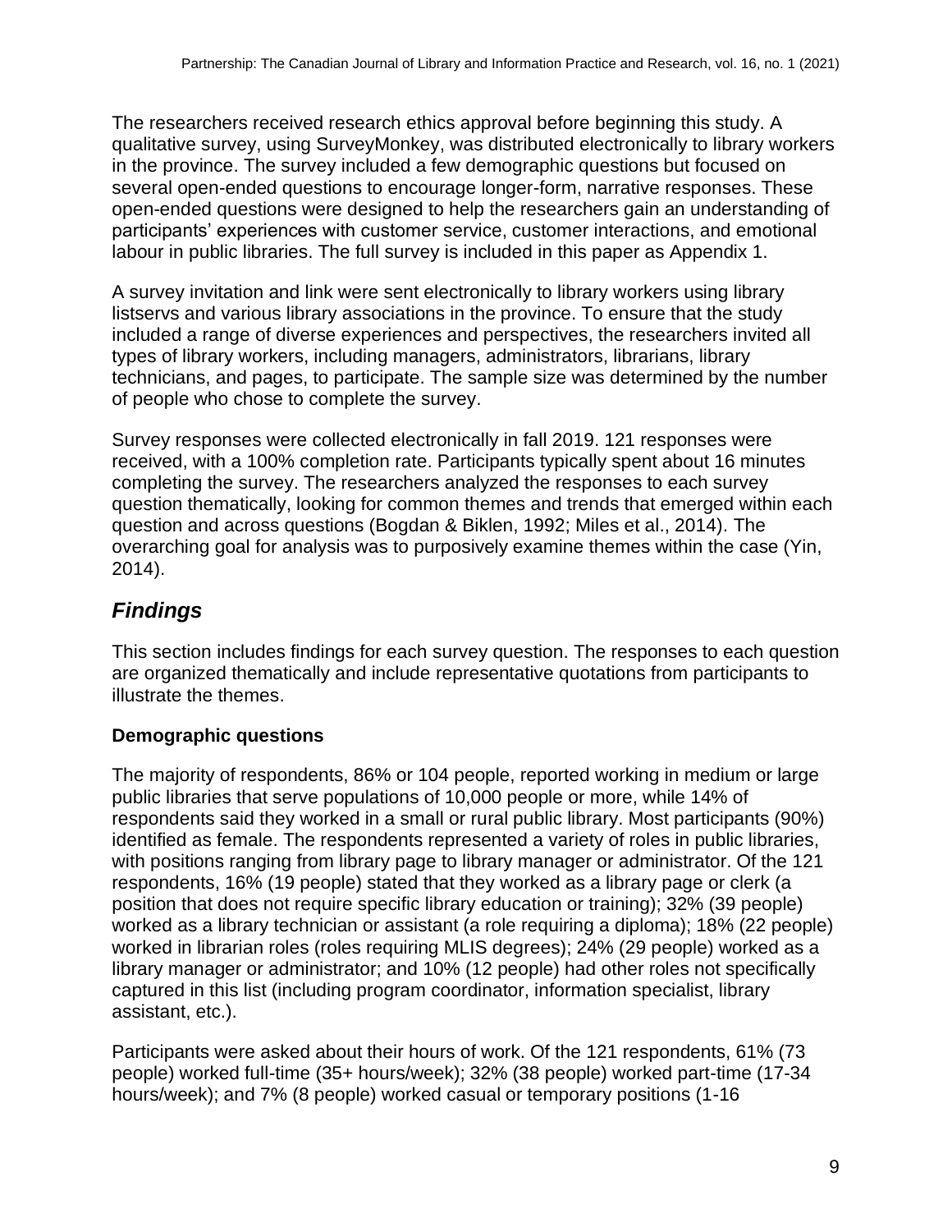The researchers received research ethics approval before beginning this study. A qualitative survey, using SurveyMonkey, was distributed electronically to library workers in the province. The survey included a few demographic questions but focused on several open-ended questions to encourage longer-form, narrative responses. These open-ended questions were designed to help the researchers gain an understanding of participants' experiences with customer service, customer interactions, and emotional labour in public libraries. The full survey is included in this paper as Appendix 1.

A survey invitation and link were sent electronically to library workers using library listservs and various library associations in the province. To ensure that the study included a range of diverse experiences and perspectives, the researchers invited all types of library workers, including managers, administrators, librarians, library technicians, and pages, to participate. The sample size was determined by the number of people who chose to complete the survey.

Survey responses were collected electronically in fall 2019. 121 responses were received, with a 100% completion rate. Participants typically spent about 16 minutes completing the survey. The researchers analyzed the responses to each survey question thematically, looking for common themes and trends that emerged within each question and across questions (Bogdan & Biklen, 1992; Miles et al., 2014). The overarching goal for analysis was to purposively examine themes within the case (Yin, 2014).

## *Findings*

This section includes findings for each survey question. The responses to each question are organized thematically and include representative quotations from participants to illustrate the themes.

### Demographic questions

The majority of respondents, 86% or 104 people, reported working in medium or large public libraries that serve populations of 10,000 people or more, while 14% of respondents said they worked in a small or rural public library. Most participants (90%) identified as female. The respondents represented a variety of roles in public libraries, with positions ranging from library page to library manager or administrator. Of the 121 respondents, 16% (19 people) stated that they worked as a library page or clerk (a position that does not require specific library education or training); 32% (39 people) worked as a library technician or assistant (a role requiring a diploma); 18% (22 people) worked in librarian roles (roles requiring MLIS degrees); 24% (29 people) worked as a library manager or administrator; and 10% (12 people) had other roles not specifically captured in this list (including program coordinator, information specialist, library assistant, etc.).

Participants were asked about their hours of work. Of the 121 respondents, 61% (73 people) worked full-time (35+ hours/week); 32% (38 people) worked part-time (17-34 hours/week); and 7% (8 people) worked casual or temporary positions (1-16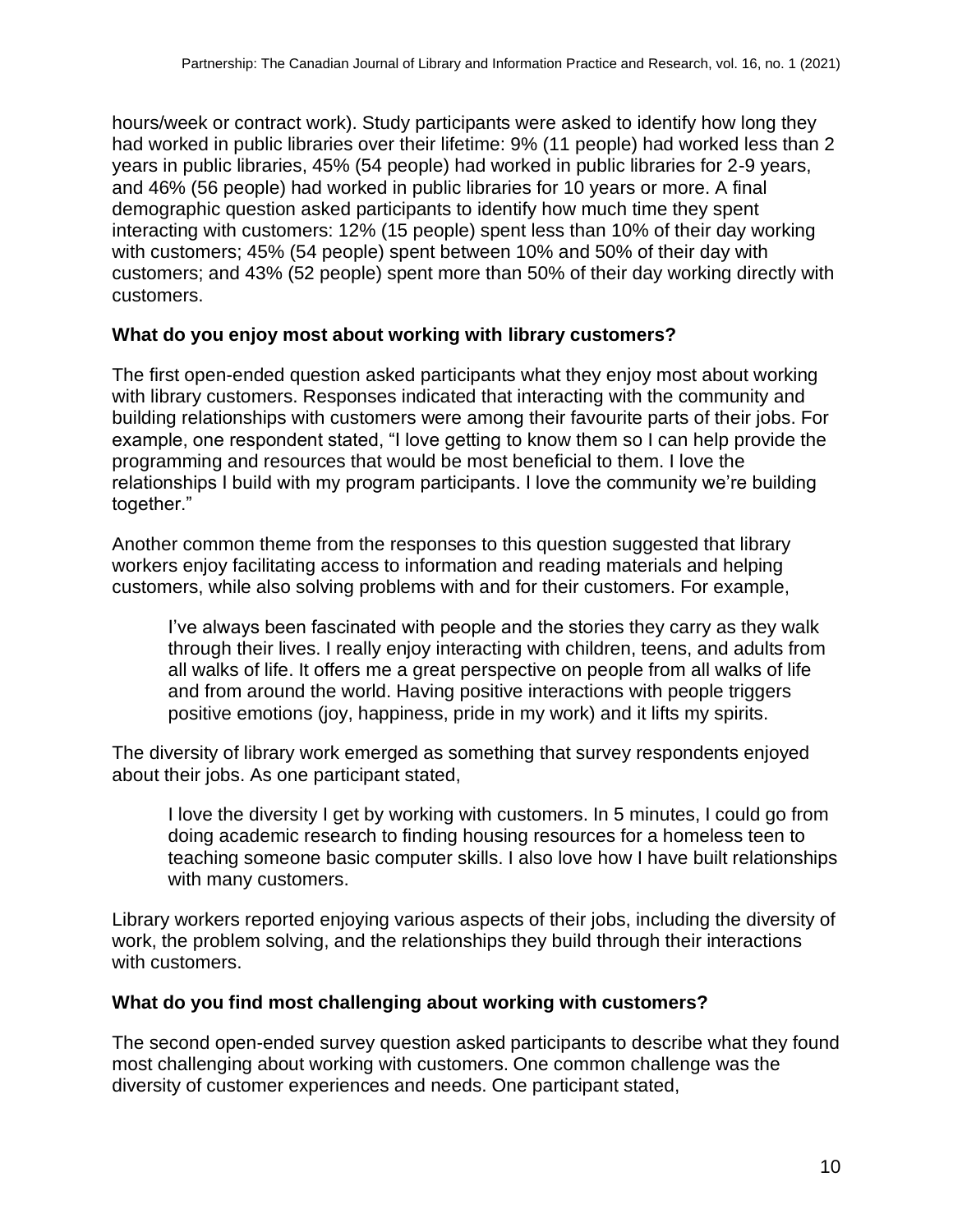hours/week or contract work). Study participants were asked to identify how long they had worked in public libraries over their lifetime: 9% (11 people) had worked less than 2 years in public libraries, 45% (54 people) had worked in public libraries for 2-9 years, and 46% (56 people) had worked in public libraries for 10 years or more. A final demographic question asked participants to identify how much time they spent interacting with customers: 12% (15 people) spent less than 10% of their day working with customers; 45% (54 people) spent between 10% and 50% of their day with customers; and 43% (52 people) spent more than 50% of their day working directly with customers.

### What do you enjoy most about working with library customers?

The first open-ended question asked participants what they enjoy most about working with library customers. Responses indicated that interacting with the community and building relationships with customers were among their favourite parts of their jobs. For example, one respondent stated, “I love getting to know them so I can help provide the programming and resources that would be most beneficial to them. I love the relationships I build with my program participants. I love the community we’re building together.”

Another common theme from the responses to this question suggested that library workers enjoy facilitating access to information and reading materials and helping customers, while also solving problems with and for their customers. For example,

> I’ve always been fascinated with people and the stories they carry as they walk through their lives. I really enjoy interacting with children, teens, and adults from all walks of life. It offers me a great perspective on people from all walks of life and from around the world. Having positive interactions with people triggers positive emotions (joy, happiness, pride in my work) and it lifts my spirits.

The diversity of library work emerged as something that survey respondents enjoyed about their jobs. As one participant stated,

> I love the diversity I get by working with customers. In 5 minutes, I could go from doing academic research to finding housing resources for a homeless teen to teaching someone basic computer skills. I also love how I have built relationships with many customers.

Library workers reported enjoying various aspects of their jobs, including the diversity of work, the problem solving, and the relationships they build through their interactions with customers.

### What do you find most challenging about working with customers?

The second open-ended survey question asked participants to describe what they found most challenging about working with customers. One common challenge was the diversity of customer experiences and needs. One participant stated,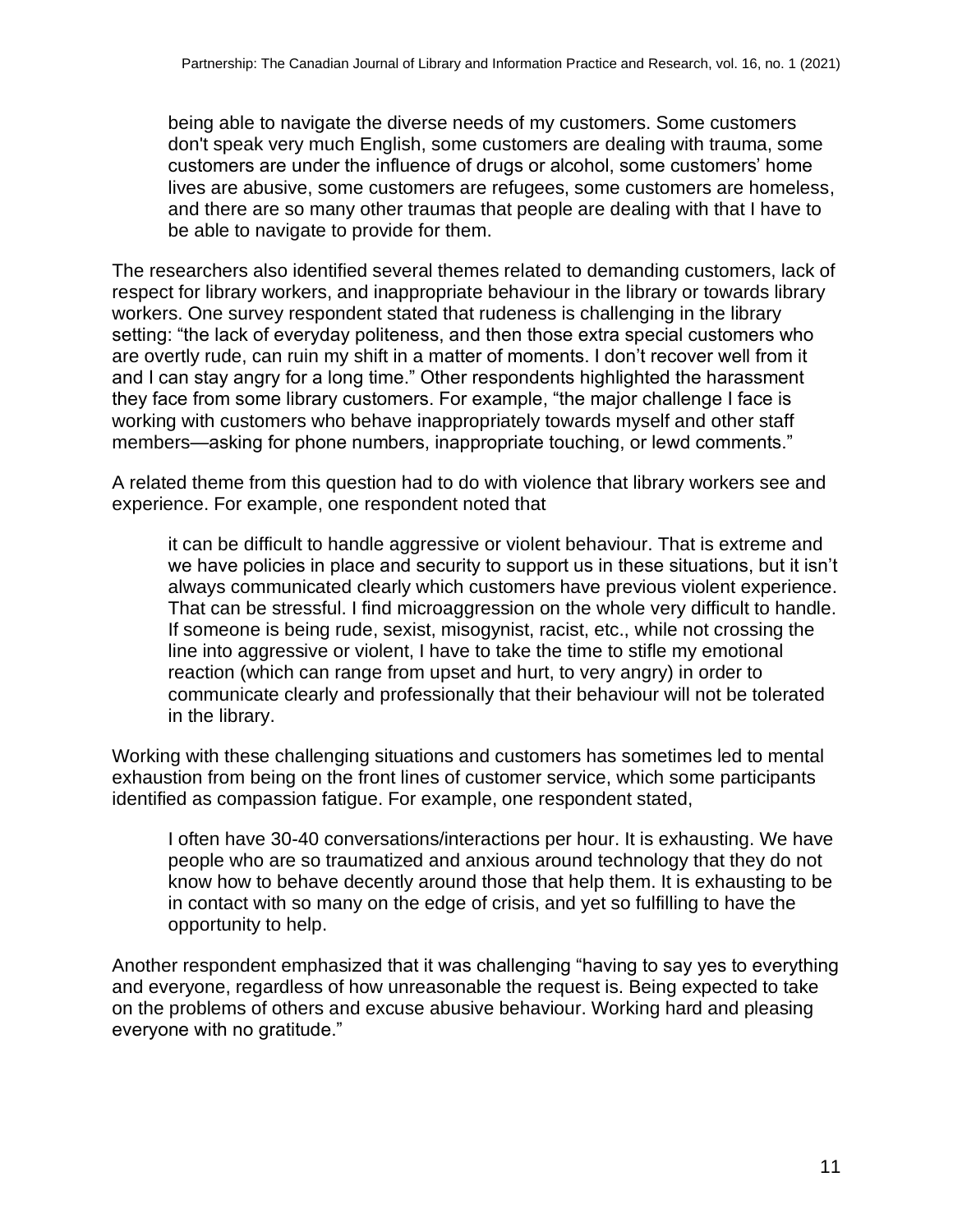> being able to navigate the diverse needs of my customers. Some customers don't speak very much English, some customers are dealing with trauma, some customers are under the influence of drugs or alcohol, some customers' home lives are abusive, some customers are refugees, some customers are homeless, and there are so many other traumas that people are dealing with that I have to be able to navigate to provide for them.

The researchers also identified several themes related to demanding customers, lack of respect for library workers, and inappropriate behaviour in the library or towards library workers. One survey respondent stated that rudeness is challenging in the library setting: "the lack of everyday politeness, and then those extra special customers who are overtly rude, can ruin my shift in a matter of moments. I don't recover well from it and I can stay angry for a long time." Other respondents highlighted the harassment they face from some library customers. For example, "the major challenge I face is working with customers who behave inappropriately towards myself and other staff members—asking for phone numbers, inappropriate touching, or lewd comments."

A related theme from this question had to do with violence that library workers see and experience. For example, one respondent noted that

> it can be difficult to handle aggressive or violent behaviour. That is extreme and we have policies in place and security to support us in these situations, but it isn't always communicated clearly which customers have previous violent experience. That can be stressful. I find microaggression on the whole very difficult to handle. If someone is being rude, sexist, misogynist, racist, etc., while not crossing the line into aggressive or violent, I have to take the time to stifle my emotional reaction (which can range from upset and hurt, to very angry) in order to communicate clearly and professionally that their behaviour will not be tolerated in the library.

Working with these challenging situations and customers has sometimes led to mental exhaustion from being on the front lines of customer service, which some participants identified as compassion fatigue. For example, one respondent stated,

> I often have 30-40 conversations/interactions per hour. It is exhausting. We have people who are so traumatized and anxious around technology that they do not know how to behave decently around those that help them. It is exhausting to be in contact with so many on the edge of crisis, and yet so fulfilling to have the opportunity to help.

Another respondent emphasized that it was challenging "having to say yes to everything and everyone, regardless of how unreasonable the request is. Being expected to take on the problems of others and excuse abusive behaviour. Working hard and pleasing everyone with no gratitude."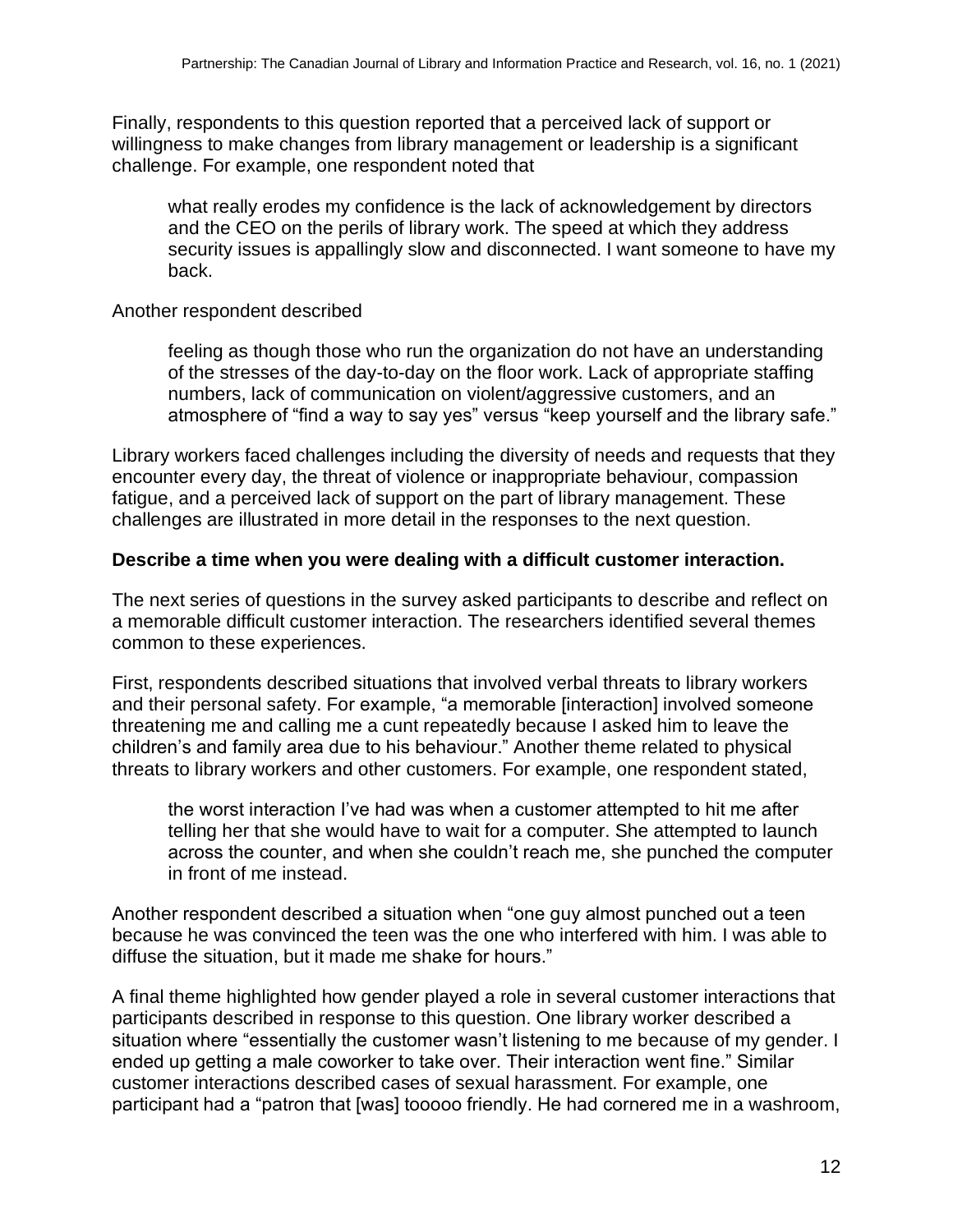Finally, respondents to this question reported that a perceived lack of support or willingness to make changes from library management or leadership is a significant challenge. For example, one respondent noted that

> what really erodes my confidence is the lack of acknowledgement by directors and the CEO on the perils of library work. The speed at which they address security issues is appallingly slow and disconnected. I want someone to have my back.

Another respondent described

> feeling as though those who run the organization do not have an understanding of the stresses of the day-to-day on the floor work. Lack of appropriate staffing numbers, lack of communication on violent/aggressive customers, and an atmosphere of "find a way to say yes" versus "keep yourself and the library safe."

Library workers faced challenges including the diversity of needs and requests that they encounter every day, the threat of violence or inappropriate behaviour, compassion fatigue, and a perceived lack of support on the part of library management. These challenges are illustrated in more detail in the responses to the next question.

**Describe a time when you were dealing with a difficult customer interaction.**

The next series of questions in the survey asked participants to describe and reflect on a memorable difficult customer interaction. The researchers identified several themes common to these experiences.

First, respondents described situations that involved verbal threats to library workers and their personal safety. For example, "a memorable [interaction] involved someone threatening me and calling me a cunt repeatedly because I asked him to leave the children's and family area due to his behaviour." Another theme related to physical threats to library workers and other customers. For example, one respondent stated,

> the worst interaction I've had was when a customer attempted to hit me after telling her that she would have to wait for a computer. She attempted to launch across the counter, and when she couldn't reach me, she punched the computer in front of me instead.

Another respondent described a situation when "one guy almost punched out a teen because he was convinced the teen was the one who interfered with him. I was able to diffuse the situation, but it made me shake for hours."

A final theme highlighted how gender played a role in several customer interactions that participants described in response to this question. One library worker described a situation where "essentially the customer wasn't listening to me because of my gender. I ended up getting a male coworker to take over. Their interaction went fine." Similar customer interactions described cases of sexual harassment. For example, one participant had a "patron that [was] tooooo friendly. He had cornered me in a washroom,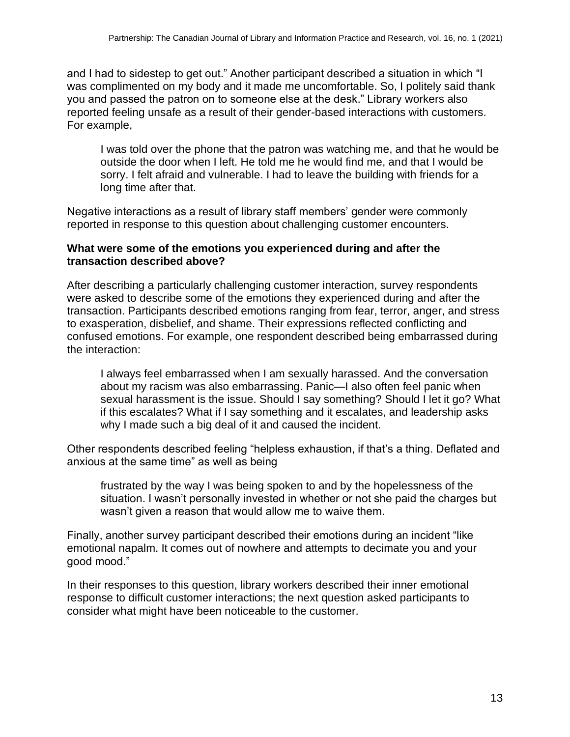and I had to sidestep to get out." Another participant described a situation in which "I was complimented on my body and it made me uncomfortable. So, I politely said thank you and passed the patron on to someone else at the desk." Library workers also reported feeling unsafe as a result of their gender-based interactions with customers. For example,

> I was told over the phone that the patron was watching me, and that he would be outside the door when I left. He told me he would find me, and that I would be sorry. I felt afraid and vulnerable. I had to leave the building with friends for a long time after that.

Negative interactions as a result of library staff members' gender were commonly reported in response to this question about challenging customer encounters.

**What were some of the emotions you experienced during and after the transaction described above?**

After describing a particularly challenging customer interaction, survey respondents were asked to describe some of the emotions they experienced during and after the transaction. Participants described emotions ranging from fear, terror, anger, and stress to exasperation, disbelief, and shame. Their expressions reflected conflicting and confused emotions. For example, one respondent described being embarrassed during the interaction:

> I always feel embarrassed when I am sexually harassed. And the conversation about my racism was also embarrassing. Panic—I also often feel panic when sexual harassment is the issue. Should I say something? Should I let it go? What if this escalates? What if I say something and it escalates, and leadership asks why I made such a big deal of it and caused the incident.

Other respondents described feeling "helpless exhaustion, if that's a thing. Deflated and anxious at the same time" as well as being

> frustrated by the way I was being spoken to and by the hopelessness of the situation. I wasn't personally invested in whether or not she paid the charges but wasn't given a reason that would allow me to waive them.

Finally, another survey participant described their emotions during an incident "like emotional napalm. It comes out of nowhere and attempts to decimate you and your good mood."

In their responses to this question, library workers described their inner emotional response to difficult customer interactions; the next question asked participants to consider what might have been noticeable to the customer.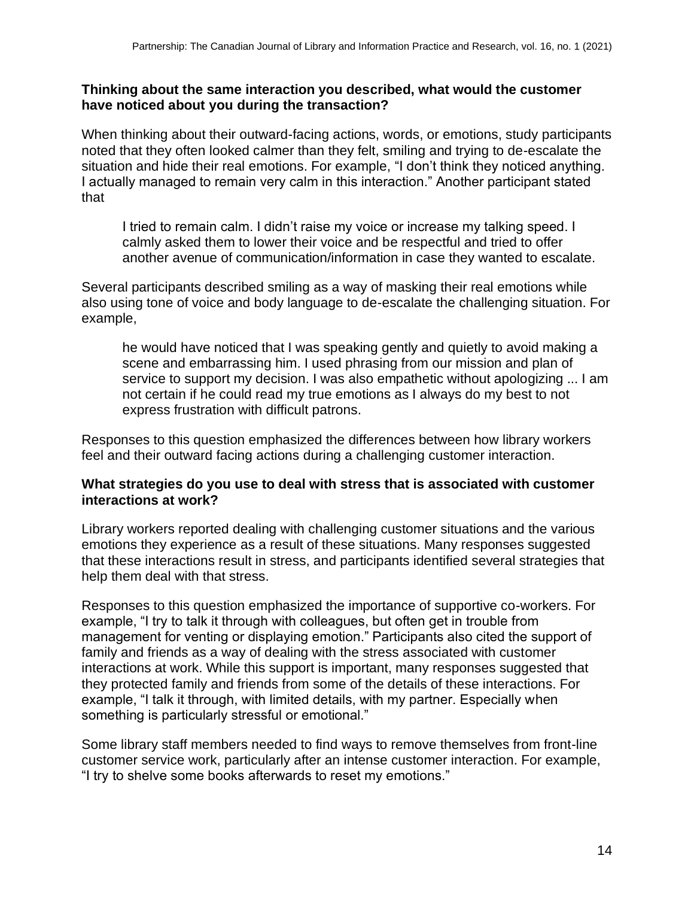**Thinking about the same interaction you described, what would the customer have noticed about you during the transaction?**

When thinking about their outward-facing actions, words, or emotions, study participants noted that they often looked calmer than they felt, smiling and trying to de-escalate the situation and hide their real emotions. For example, “I don’t think they noticed anything. I actually managed to remain very calm in this interaction.” Another participant stated that

> I tried to remain calm. I didn’t raise my voice or increase my talking speed. I calmly asked them to lower their voice and be respectful and tried to offer another avenue of communication/information in case they wanted to escalate.

Several participants described smiling as a way of masking their real emotions while also using tone of voice and body language to de-escalate the challenging situation. For example,

> he would have noticed that I was speaking gently and quietly to avoid making a scene and embarrassing him. I used phrasing from our mission and plan of service to support my decision. I was also empathetic without apologizing ... I am not certain if he could read my true emotions as I always do my best to not express frustration with difficult patrons.

Responses to this question emphasized the differences between how library workers feel and their outward facing actions during a challenging customer interaction.

**What strategies do you use to deal with stress that is associated with customer interactions at work?**

Library workers reported dealing with challenging customer situations and the various emotions they experience as a result of these situations. Many responses suggested that these interactions result in stress, and participants identified several strategies that help them deal with that stress.

Responses to this question emphasized the importance of supportive co-workers. For example, “I try to talk it through with colleagues, but often get in trouble from management for venting or displaying emotion.” Participants also cited the support of family and friends as a way of dealing with the stress associated with customer interactions at work. While this support is important, many responses suggested that they protected family and friends from some of the details of these interactions. For example, “I talk it through, with limited details, with my partner. Especially when something is particularly stressful or emotional.”

Some library staff members needed to find ways to remove themselves from front-line customer service work, particularly after an intense customer interaction. For example, “I try to shelve some books afterwards to reset my emotions.”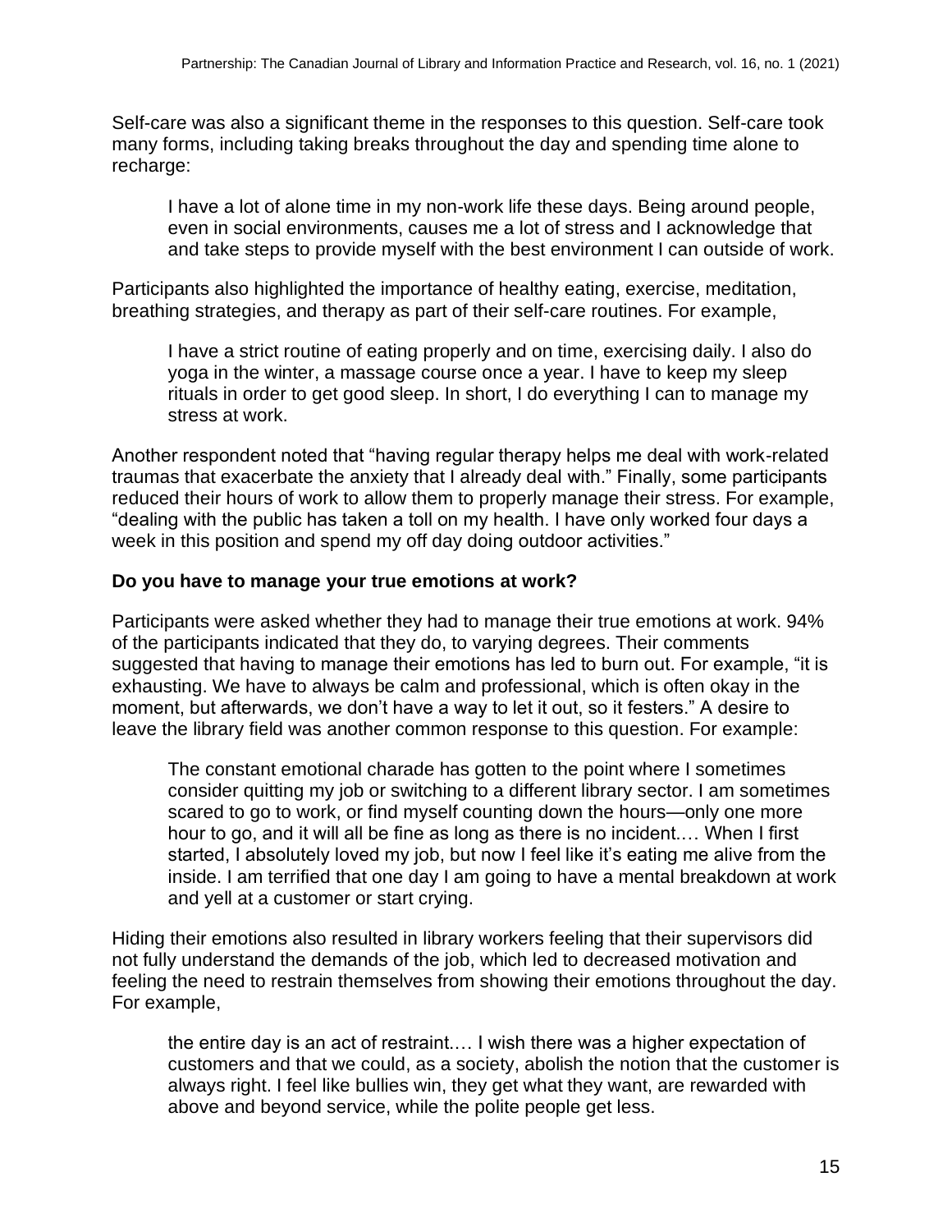Self-care was also a significant theme in the responses to this question. Self-care took many forms, including taking breaks throughout the day and spending time alone to recharge:

> I have a lot of alone time in my non-work life these days. Being around people, even in social environments, causes me a lot of stress and I acknowledge that and take steps to provide myself with the best environment I can outside of work.

Participants also highlighted the importance of healthy eating, exercise, meditation, breathing strategies, and therapy as part of their self-care routines. For example,

> I have a strict routine of eating properly and on time, exercising daily. I also do yoga in the winter, a massage course once a year. I have to keep my sleep rituals in order to get good sleep. In short, I do everything I can to manage my stress at work.

Another respondent noted that "having regular therapy helps me deal with work-related traumas that exacerbate the anxiety that I already deal with." Finally, some participants reduced their hours of work to allow them to properly manage their stress. For example, "dealing with the public has taken a toll on my health. I have only worked four days a week in this position and spend my off day doing outdoor activities."

### Do you have to manage your true emotions at work?

Participants were asked whether they had to manage their true emotions at work. 94% of the participants indicated that they do, to varying degrees. Their comments suggested that having to manage their emotions has led to burn out. For example, "it is exhausting. We have to always be calm and professional, which is often okay in the moment, but afterwards, we don't have a way to let it out, so it festers." A desire to leave the library field was another common response to this question. For example:

> The constant emotional charade has gotten to the point where I sometimes consider quitting my job or switching to a different library sector. I am sometimes scared to go to work, or find myself counting down the hours—only one more hour to go, and it will all be fine as long as there is no incident.… When I first started, I absolutely loved my job, but now I feel like it's eating me alive from the inside. I am terrified that one day I am going to have a mental breakdown at work and yell at a customer or start crying.

Hiding their emotions also resulted in library workers feeling that their supervisors did not fully understand the demands of the job, which led to decreased motivation and feeling the need to restrain themselves from showing their emotions throughout the day. For example,

> the entire day is an act of restraint.… I wish there was a higher expectation of customers and that we could, as a society, abolish the notion that the customer is always right. I feel like bullies win, they get what they want, are rewarded with above and beyond service, while the polite people get less.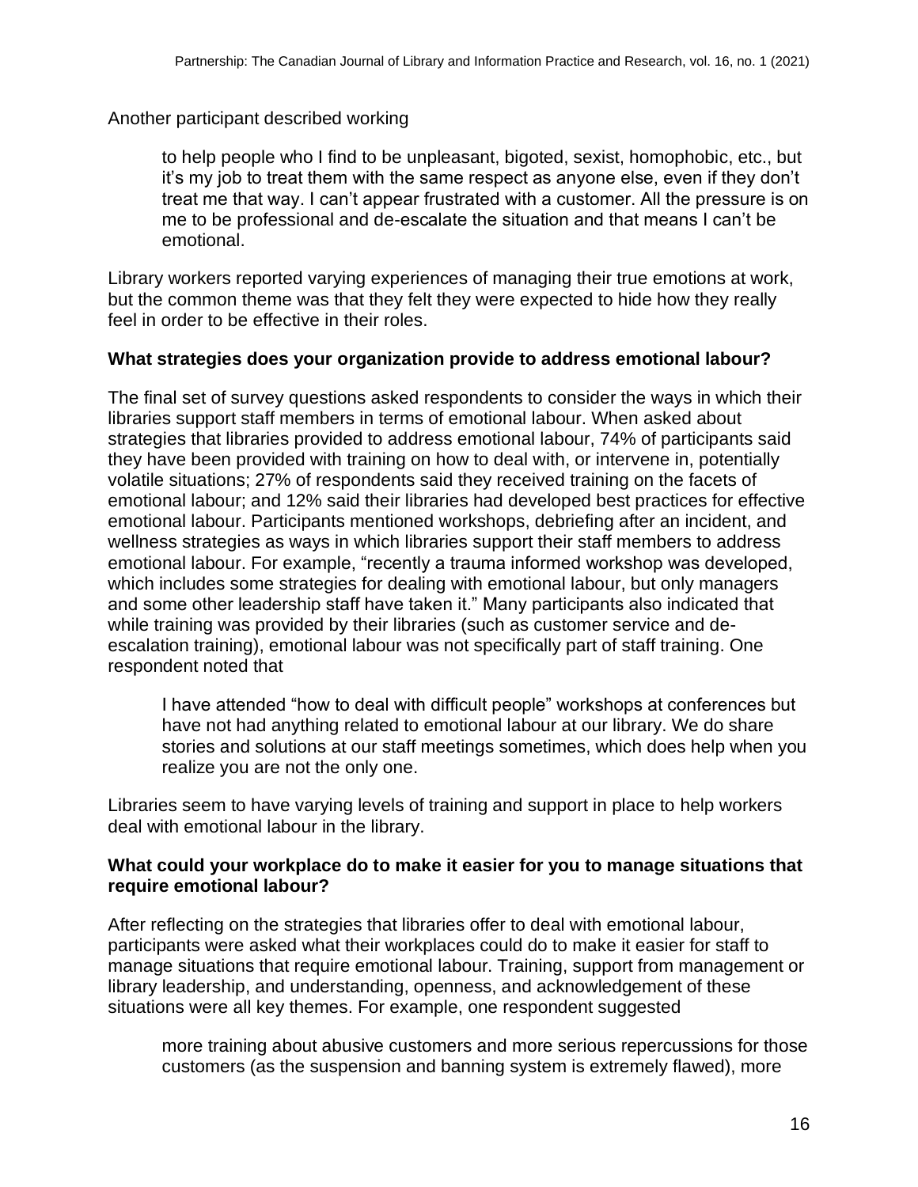Another participant described working

> to help people who I find to be unpleasant, bigoted, sexist, homophobic, etc., but it's my job to treat them with the same respect as anyone else, even if they don't treat me that way. I can't appear frustrated with a customer. All the pressure is on me to be professional and de-escalate the situation and that means I can't be emotional.

Library workers reported varying experiences of managing their true emotions at work, but the common theme was that they felt they were expected to hide how they really feel in order to be effective in their roles.

### What strategies does your organization provide to address emotional labour?

The final set of survey questions asked respondents to consider the ways in which their libraries support staff members in terms of emotional labour. When asked about strategies that libraries provided to address emotional labour, 74% of participants said they have been provided with training on how to deal with, or intervene in, potentially volatile situations; 27% of respondents said they received training on the facets of emotional labour; and 12% said their libraries had developed best practices for effective emotional labour. Participants mentioned workshops, debriefing after an incident, and wellness strategies as ways in which libraries support their staff members to address emotional labour. For example, "recently a trauma informed workshop was developed, which includes some strategies for dealing with emotional labour, but only managers and some other leadership staff have taken it." Many participants also indicated that while training was provided by their libraries (such as customer service and de-escalation training), emotional labour was not specifically part of staff training. One respondent noted that

> I have attended "how to deal with difficult people" workshops at conferences but have not had anything related to emotional labour at our library. We do share stories and solutions at our staff meetings sometimes, which does help when you realize you are not the only one.

Libraries seem to have varying levels of training and support in place to help workers deal with emotional labour in the library.

### What could your workplace do to make it easier for you to manage situations that require emotional labour?

After reflecting on the strategies that libraries offer to deal with emotional labour, participants were asked what their workplaces could do to make it easier for staff to manage situations that require emotional labour. Training, support from management or library leadership, and understanding, openness, and acknowledgement of these situations were all key themes. For example, one respondent suggested

> more training about abusive customers and more serious repercussions for those customers (as the suspension and banning system is extremely flawed), more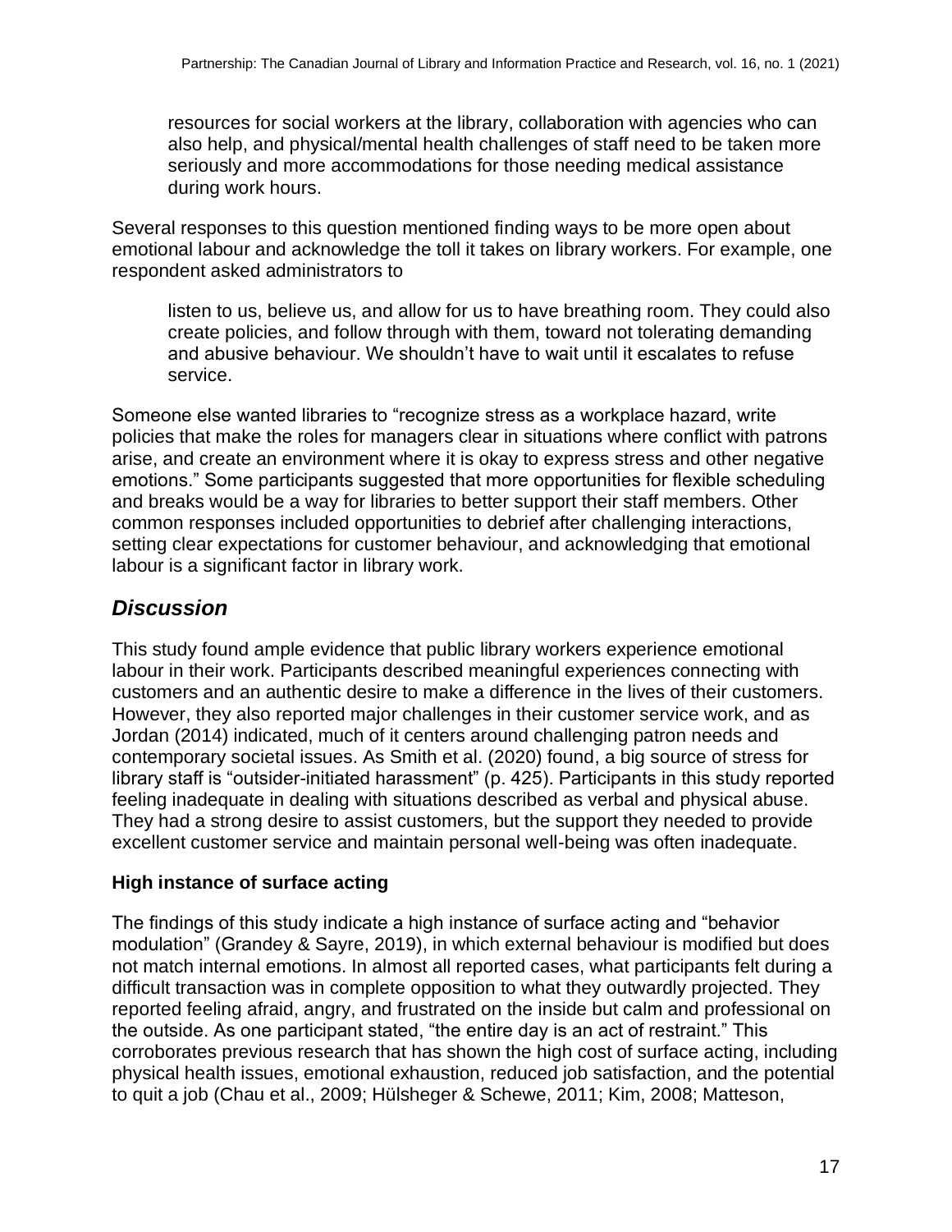> resources for social workers at the library, collaboration with agencies who can also help, and physical/mental health challenges of staff need to be taken more seriously and more accommodations for those needing medical assistance during work hours.

Several responses to this question mentioned finding ways to be more open about emotional labour and acknowledge the toll it takes on library workers. For example, one respondent asked administrators to

> listen to us, believe us, and allow for us to have breathing room. They could also create policies, and follow through with them, toward not tolerating demanding and abusive behaviour. We shouldn't have to wait until it escalates to refuse service.

Someone else wanted libraries to "recognize stress as a workplace hazard, write policies that make the roles for managers clear in situations where conflict with patrons arise, and create an environment where it is okay to express stress and other negative emotions." Some participants suggested that more opportunities for flexible scheduling and breaks would be a way for libraries to better support their staff members. Other common responses included opportunities to debrief after challenging interactions, setting clear expectations for customer behaviour, and acknowledging that emotional labour is a significant factor in library work.

## *Discussion*

This study found ample evidence that public library workers experience emotional labour in their work. Participants described meaningful experiences connecting with customers and an authentic desire to make a difference in the lives of their customers. However, they also reported major challenges in their customer service work, and as Jordan (2014) indicated, much of it centers around challenging patron needs and contemporary societal issues. As Smith et al. (2020) found, a big source of stress for library staff is "outsider-initiated harassment" (p. 425). Participants in this study reported feeling inadequate in dealing with situations described as verbal and physical abuse. They had a strong desire to assist customers, but the support they needed to provide excellent customer service and maintain personal well-being was often inadequate.

### **High instance of surface acting**

The findings of this study indicate a high instance of surface acting and "behavior modulation" (Grandey & Sayre, 2019), in which external behaviour is modified but does not match internal emotions. In almost all reported cases, what participants felt during a difficult transaction was in complete opposition to what they outwardly projected. They reported feeling afraid, angry, and frustrated on the inside but calm and professional on the outside. As one participant stated, "the entire day is an act of restraint." This corroborates previous research that has shown the high cost of surface acting, including physical health issues, emotional exhaustion, reduced job satisfaction, and the potential to quit a job (Chau et al., 2009; Hülsheger & Schewe, 2011; Kim, 2008; Matteson,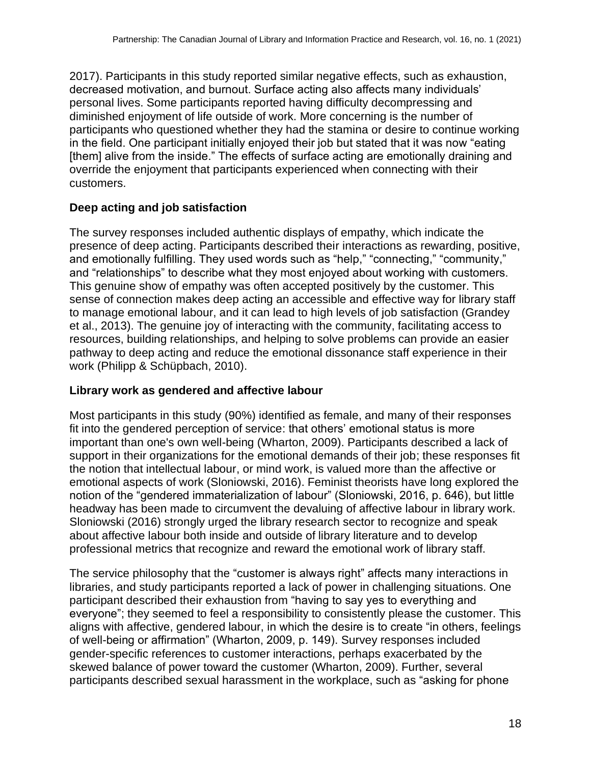2017). Participants in this study reported similar negative effects, such as exhaustion, decreased motivation, and burnout. Surface acting also affects many individuals' personal lives. Some participants reported having difficulty decompressing and diminished enjoyment of life outside of work. More concerning is the number of participants who questioned whether they had the stamina or desire to continue working in the field. One participant initially enjoyed their job but stated that it was now "eating [them] alive from the inside." The effects of surface acting are emotionally draining and override the enjoyment that participants experienced when connecting with their customers.

### Deep acting and job satisfaction

The survey responses included authentic displays of empathy, which indicate the presence of deep acting. Participants described their interactions as rewarding, positive, and emotionally fulfilling. They used words such as "help," "connecting," "community," and "relationships" to describe what they most enjoyed about working with customers. This genuine show of empathy was often accepted positively by the customer. This sense of connection makes deep acting an accessible and effective way for library staff to manage emotional labour, and it can lead to high levels of job satisfaction (Grandey et al., 2013). The genuine joy of interacting with the community, facilitating access to resources, building relationships, and helping to solve problems can provide an easier pathway to deep acting and reduce the emotional dissonance staff experience in their work (Philipp & Schüpbach, 2010).

### Library work as gendered and affective labour

Most participants in this study (90%) identified as female, and many of their responses fit into the gendered perception of service: that others' emotional status is more important than one's own well-being (Wharton, 2009). Participants described a lack of support in their organizations for the emotional demands of their job; these responses fit the notion that intellectual labour, or mind work, is valued more than the affective or emotional aspects of work (Sloniowski, 2016). Feminist theorists have long explored the notion of the "gendered immaterialization of labour" (Sloniowski, 2016, p. 646), but little headway has been made to circumvent the devaluing of affective labour in library work. Sloniowski (2016) strongly urged the library research sector to recognize and speak about affective labour both inside and outside of library literature and to develop professional metrics that recognize and reward the emotional work of library staff.

The service philosophy that the "customer is always right" affects many interactions in libraries, and study participants reported a lack of power in challenging situations. One participant described their exhaustion from "having to say yes to everything and everyone"; they seemed to feel a responsibility to consistently please the customer. This aligns with affective, gendered labour, in which the desire is to create "in others, feelings of well-being or affirmation" (Wharton, 2009, p. 149). Survey responses included gender-specific references to customer interactions, perhaps exacerbated by the skewed balance of power toward the customer (Wharton, 2009). Further, several participants described sexual harassment in the workplace, such as "asking for phone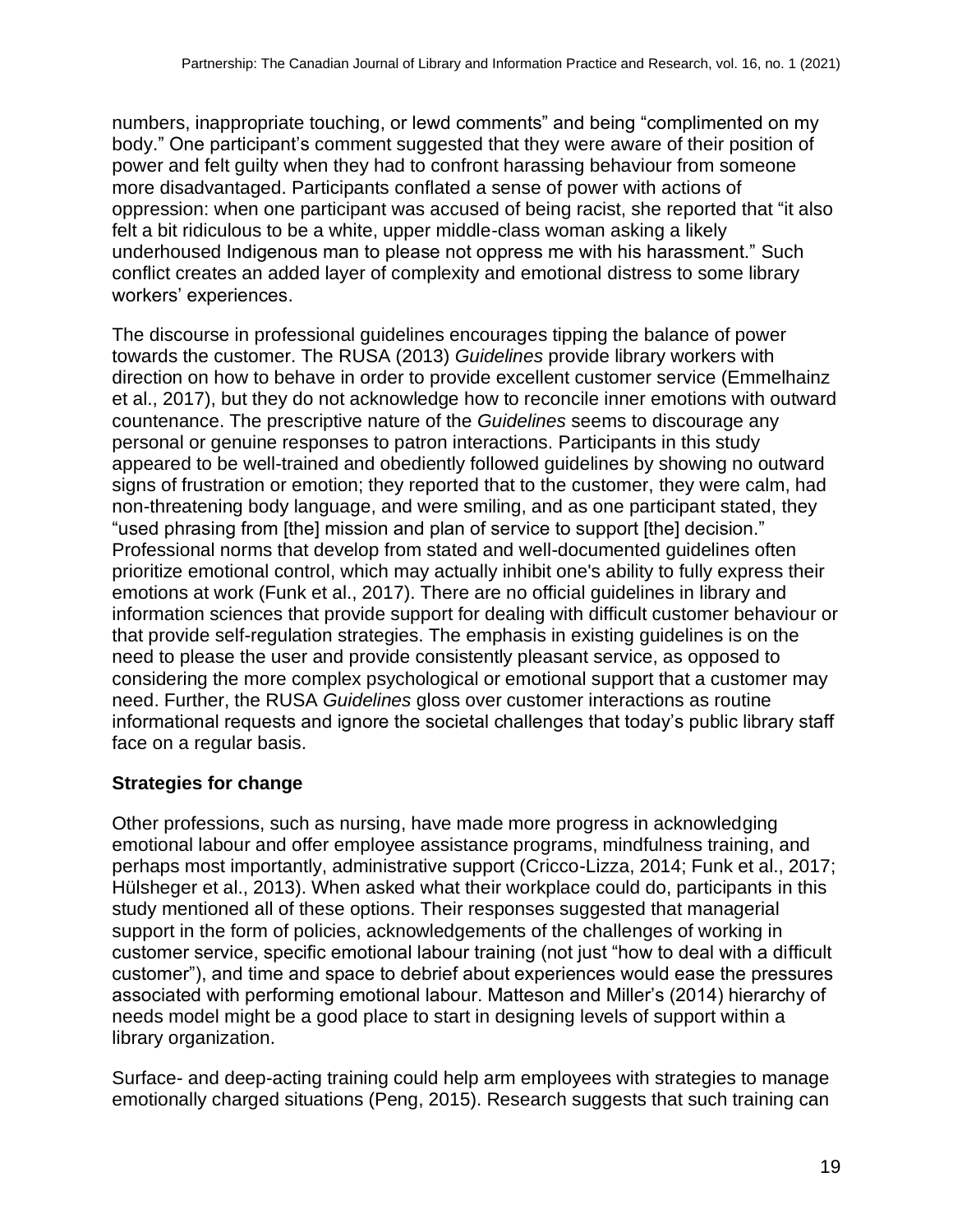numbers, inappropriate touching, or lewd comments" and being "complimented on my body." One participant's comment suggested that they were aware of their position of power and felt guilty when they had to confront harassing behaviour from someone more disadvantaged. Participants conflated a sense of power with actions of oppression: when one participant was accused of being racist, she reported that "it also felt a bit ridiculous to be a white, upper middle-class woman asking a likely underhoused Indigenous man to please not oppress me with his harassment." Such conflict creates an added layer of complexity and emotional distress to some library workers' experiences.

The discourse in professional guidelines encourages tipping the balance of power towards the customer. The RUSA (2013) *Guidelines* provide library workers with direction on how to behave in order to provide excellent customer service (Emmelhainz et al., 2017), but they do not acknowledge how to reconcile inner emotions with outward countenance. The prescriptive nature of the *Guidelines* seems to discourage any personal or genuine responses to patron interactions. Participants in this study appeared to be well-trained and obediently followed guidelines by showing no outward signs of frustration or emotion; they reported that to the customer, they were calm, had non-threatening body language, and were smiling, and as one participant stated, they "used phrasing from [the] mission and plan of service to support [the] decision." Professional norms that develop from stated and well-documented guidelines often prioritize emotional control, which may actually inhibit one's ability to fully express their emotions at work (Funk et al., 2017). There are no official guidelines in library and information sciences that provide support for dealing with difficult customer behaviour or that provide self-regulation strategies. The emphasis in existing guidelines is on the need to please the user and provide consistently pleasant service, as opposed to considering the more complex psychological or emotional support that a customer may need. Further, the RUSA *Guidelines* gloss over customer interactions as routine informational requests and ignore the societal challenges that today's public library staff face on a regular basis.

**Strategies for change**

Other professions, such as nursing, have made more progress in acknowledging emotional labour and offer employee assistance programs, mindfulness training, and perhaps most importantly, administrative support (Cricco-Lizza, 2014; Funk et al., 2017; Hülsheger et al., 2013). When asked what their workplace could do, participants in this study mentioned all of these options. Their responses suggested that managerial support in the form of policies, acknowledgements of the challenges of working in customer service, specific emotional labour training (not just "how to deal with a difficult customer"), and time and space to debrief about experiences would ease the pressures associated with performing emotional labour. Matteson and Miller's (2014) hierarchy of needs model might be a good place to start in designing levels of support within a library organization.

Surface- and deep-acting training could help arm employees with strategies to manage emotionally charged situations (Peng, 2015). Research suggests that such training can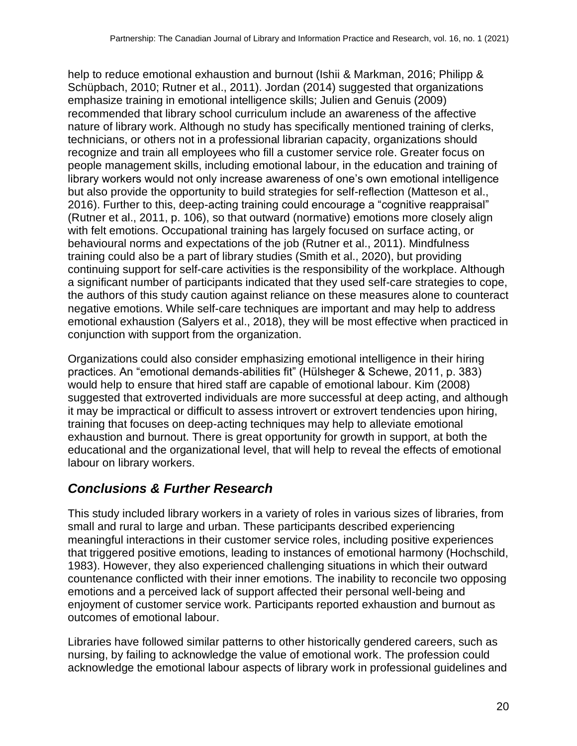help to reduce emotional exhaustion and burnout (Ishii & Markman, 2016; Philipp & Schüpbach, 2010; Rutner et al., 2011). Jordan (2014) suggested that organizations emphasize training in emotional intelligence skills; Julien and Genuis (2009) recommended that library school curriculum include an awareness of the affective nature of library work. Although no study has specifically mentioned training of clerks, technicians, or others not in a professional librarian capacity, organizations should recognize and train all employees who fill a customer service role. Greater focus on people management skills, including emotional labour, in the education and training of library workers would not only increase awareness of one's own emotional intelligence but also provide the opportunity to build strategies for self-reflection (Matteson et al., 2016). Further to this, deep-acting training could encourage a "cognitive reappraisal" (Rutner et al., 2011, p. 106), so that outward (normative) emotions more closely align with felt emotions. Occupational training has largely focused on surface acting, or behavioural norms and expectations of the job (Rutner et al., 2011). Mindfulness training could also be a part of library studies (Smith et al., 2020), but providing continuing support for self-care activities is the responsibility of the workplace. Although a significant number of participants indicated that they used self-care strategies to cope, the authors of this study caution against reliance on these measures alone to counteract negative emotions. While self-care techniques are important and may help to address emotional exhaustion (Salyers et al., 2018), they will be most effective when practiced in conjunction with support from the organization.

Organizations could also consider emphasizing emotional intelligence in their hiring practices. An "emotional demands-abilities fit" (Hülsheger & Schewe, 2011, p. 383) would help to ensure that hired staff are capable of emotional labour. Kim (2008) suggested that extroverted individuals are more successful at deep acting, and although it may be impractical or difficult to assess introvert or extrovert tendencies upon hiring, training that focuses on deep-acting techniques may help to alleviate emotional exhaustion and burnout. There is great opportunity for growth in support, at both the educational and the organizational level, that will help to reveal the effects of emotional labour on library workers.

## *Conclusions & Further Research*

This study included library workers in a variety of roles in various sizes of libraries, from small and rural to large and urban. These participants described experiencing meaningful interactions in their customer service roles, including positive experiences that triggered positive emotions, leading to instances of emotional harmony (Hochschild, 1983). However, they also experienced challenging situations in which their outward countenance conflicted with their inner emotions. The inability to reconcile two opposing emotions and a perceived lack of support affected their personal well-being and enjoyment of customer service work. Participants reported exhaustion and burnout as outcomes of emotional labour.

Libraries have followed similar patterns to other historically gendered careers, such as nursing, by failing to acknowledge the value of emotional work. The profession could acknowledge the emotional labour aspects of library work in professional guidelines and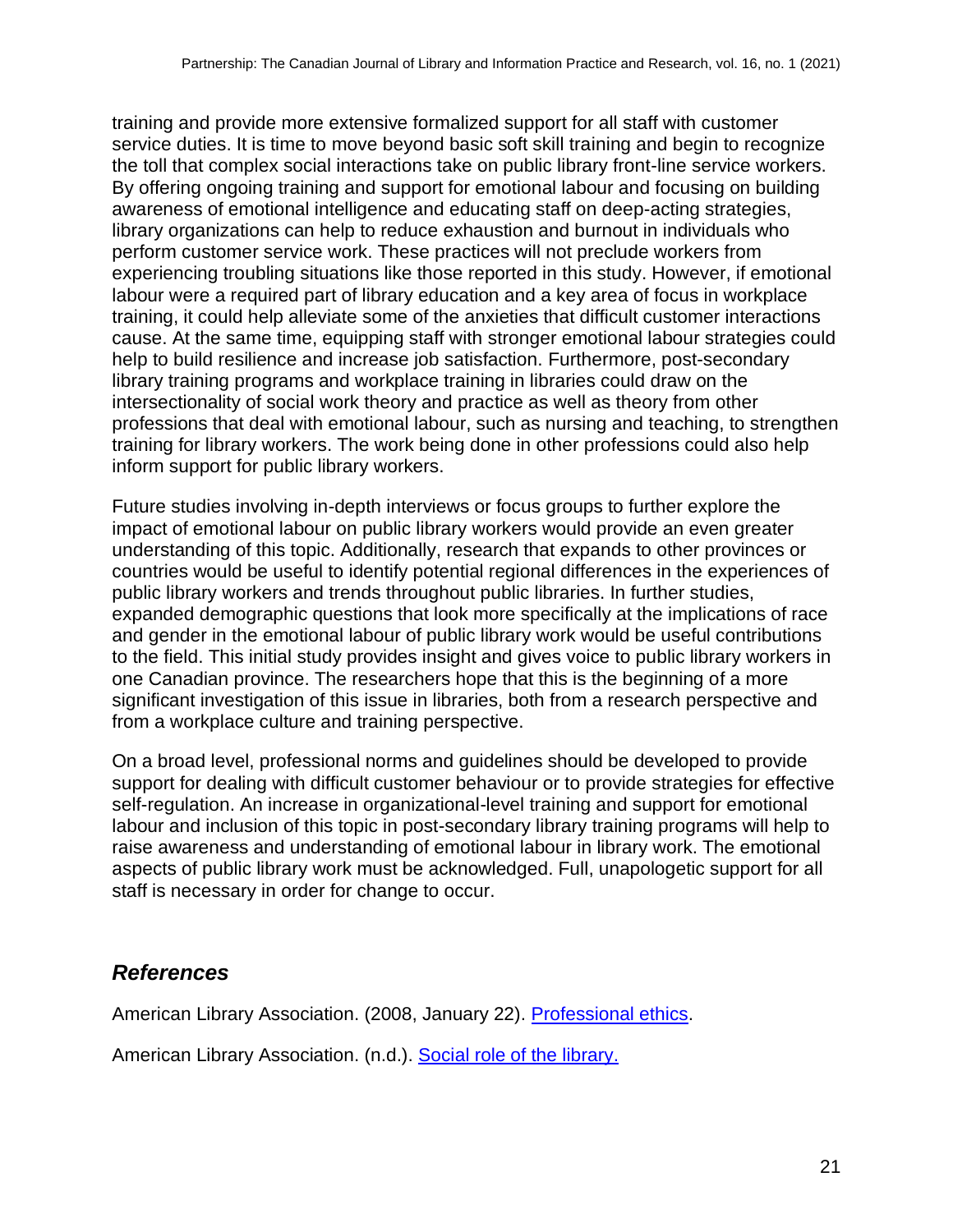training and provide more extensive formalized support for all staff with customer service duties. It is time to move beyond basic soft skill training and begin to recognize the toll that complex social interactions take on public library front-line service workers. By offering ongoing training and support for emotional labour and focusing on building awareness of emotional intelligence and educating staff on deep-acting strategies, library organizations can help to reduce exhaustion and burnout in individuals who perform customer service work. These practices will not preclude workers from experiencing troubling situations like those reported in this study. However, if emotional labour were a required part of library education and a key area of focus in workplace training, it could help alleviate some of the anxieties that difficult customer interactions cause. At the same time, equipping staff with stronger emotional labour strategies could help to build resilience and increase job satisfaction. Furthermore, post-secondary library training programs and workplace training in libraries could draw on the intersectionality of social work theory and practice as well as theory from other professions that deal with emotional labour, such as nursing and teaching, to strengthen training for library workers. The work being done in other professions could also help inform support for public library workers.

Future studies involving in-depth interviews or focus groups to further explore the impact of emotional labour on public library workers would provide an even greater understanding of this topic. Additionally, research that expands to other provinces or countries would be useful to identify potential regional differences in the experiences of public library workers and trends throughout public libraries. In further studies, expanded demographic questions that look more specifically at the implications of race and gender in the emotional labour of public library work would be useful contributions to the field. This initial study provides insight and gives voice to public library workers in one Canadian province. The researchers hope that this is the beginning of a more significant investigation of this issue in libraries, both from a research perspective and from a workplace culture and training perspective.

On a broad level, professional norms and guidelines should be developed to provide support for dealing with difficult customer behaviour or to provide strategies for effective self-regulation. An increase in organizational-level training and support for emotional labour and inclusion of this topic in post-secondary library training programs will help to raise awareness and understanding of emotional labour in library work. The emotional aspects of public library work must be acknowledged. Full, unapologetic support for all staff is necessary in order for change to occur.

## *References*

American Library Association. (2008, January 22). Professional ethics.

American Library Association. (n.d.). Social role of the library.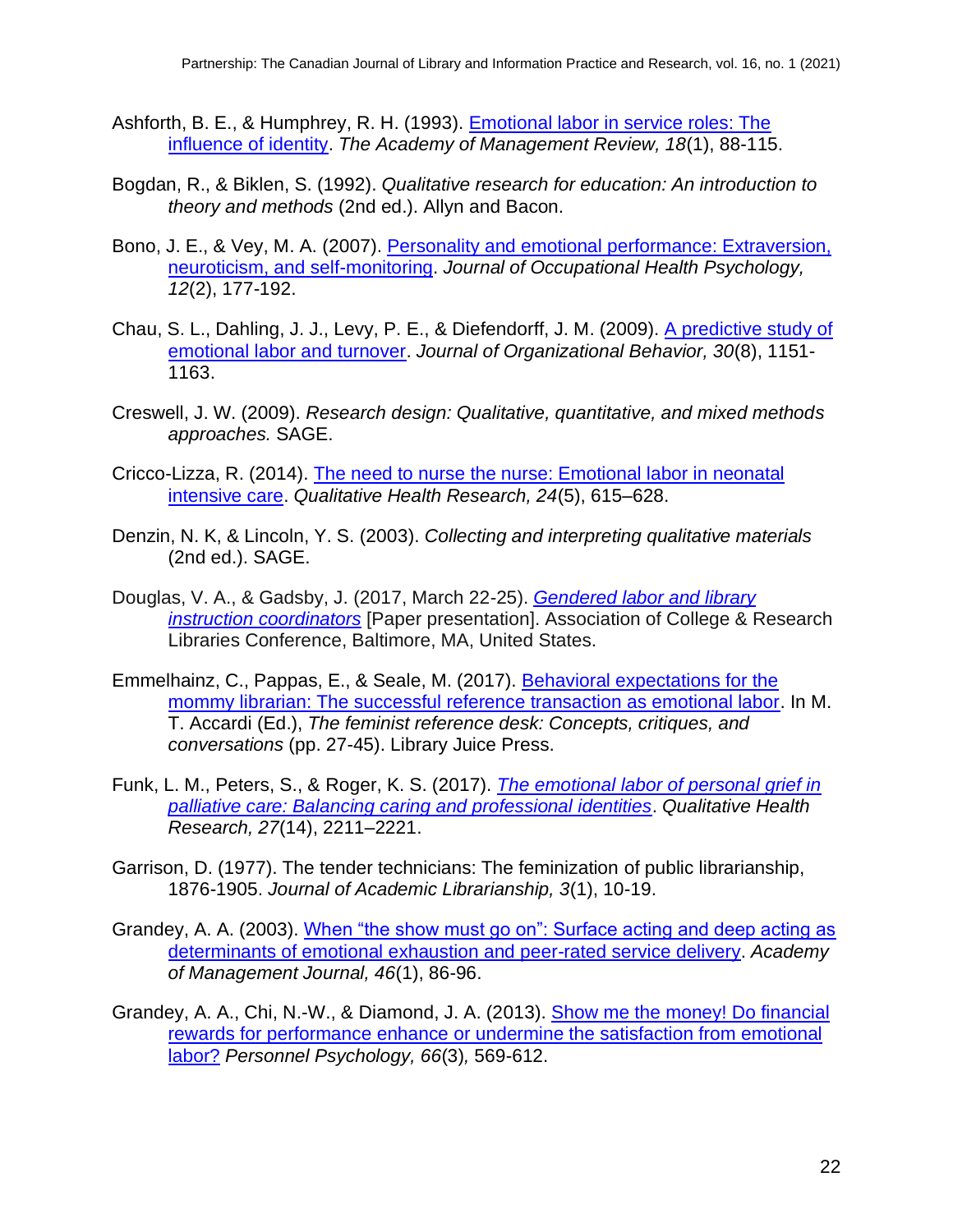Ashforth, B. E., & Humphrey, R. H. (1993). [Emotional labor in service roles: The influence of identity](). *The Academy of Management Review, 18*(1), 88-115.

Bogdan, R., & Biklen, S. (1992). *Qualitative research for education: An introduction to theory and methods* (2nd ed.). Allyn and Bacon.

Bono, J. E., & Vey, M. A. (2007). [Personality and emotional performance: Extraversion, neuroticism, and self-monitoring](). *Journal of Occupational Health Psychology, 12*(2), 177-192.

Chau, S. L., Dahling, J. J., Levy, P. E., & Diefendorff, J. M. (2009). [A predictive study of emotional labor and turnover](). *Journal of Organizational Behavior, 30*(8), 1151-1163.

Creswell, J. W. (2009). *Research design: Qualitative, quantitative, and mixed methods approaches.* SAGE.

Cricco-Lizza, R. (2014). [The need to nurse the nurse: Emotional labor in neonatal intensive care](). *Qualitative Health Research, 24*(5), 615–628.

Denzin, N. K, & Lincoln, Y. S. (2003). *Collecting and interpreting qualitative materials* (2nd ed.). SAGE.

Douglas, V. A., & Gadsby, J. (2017, March 22-25). [*Gendered labor and library instruction coordinators*]() [Paper presentation]. Association of College & Research Libraries Conference, Baltimore, MA, United States.

Emmelhainz, C., Pappas, E., & Seale, M. (2017). [Behavioral expectations for the mommy librarian: The successful reference transaction as emotional labor](). In M. T. Accardi (Ed.), *The feminist reference desk: Concepts, critiques, and conversations* (pp. 27-45). Library Juice Press.

Funk, L. M., Peters, S., & Roger, K. S. (2017). [*The emotional labor of personal grief in palliative care: Balancing caring and professional identities*](). *Qualitative Health Research, 27*(14), 2211–2221.

Garrison, D. (1977). The tender technicians: The feminization of public librarianship, 1876-1905. *Journal of Academic Librarianship, 3*(1), 10-19.

Grandey, A. A. (2003). [When "the show must go on": Surface acting and deep acting as determinants of emotional exhaustion and peer-rated service delivery](). *Academy of Management Journal, 46*(1), 86-96.

Grandey, A. A., Chi, N.-W., & Diamond, J. A. (2013). [Show me the money! Do financial rewards for performance enhance or undermine the satisfaction from emotional labor?]() *Personnel Psychology, 66*(3)*,* 569-612.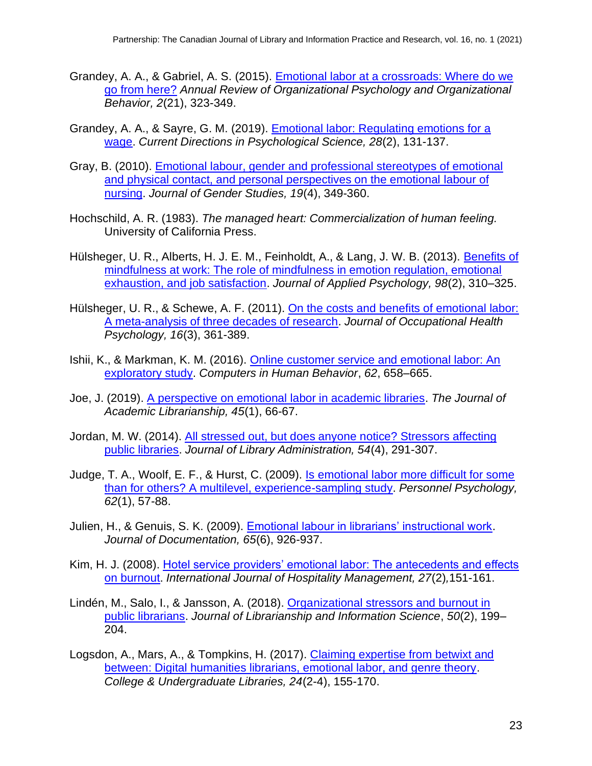Grandey, A. A., & Gabriel, A. S. (2015). Emotional labor at a crossroads: Where do we go from here? *Annual Review of Organizational Psychology and Organizational Behavior, 2*(21), 323-349.

Grandey, A. A., & Sayre, G. M. (2019). Emotional labor: Regulating emotions for a wage. *Current Directions in Psychological Science, 28*(2), 131-137.

Gray, B. (2010). Emotional labour, gender and professional stereotypes of emotional and physical contact, and personal perspectives on the emotional labour of nursing. *Journal of Gender Studies, 19*(4), 349-360.

Hochschild, A. R. (1983). *The managed heart: Commercialization of human feeling.* University of California Press.

Hülsheger, U. R., Alberts, H. J. E. M., Feinholdt, A., & Lang, J. W. B. (2013). Benefits of mindfulness at work: The role of mindfulness in emotion regulation, emotional exhaustion, and job satisfaction. *Journal of Applied Psychology, 98*(2), 310–325.

Hülsheger, U. R., & Schewe, A. F. (2011). On the costs and benefits of emotional labor: A meta-analysis of three decades of research. *Journal of Occupational Health Psychology, 16*(3), 361-389.

Ishii, K., & Markman, K. M. (2016). Online customer service and emotional labor: An exploratory study. *Computers in Human Behavior*, *62*, 658–665.

Joe, J. (2019). A perspective on emotional labor in academic libraries. *The Journal of Academic Librarianship, 45*(1), 66-67.

Jordan, M. W. (2014). All stressed out, but does anyone notice? Stressors affecting public libraries. *Journal of Library Administration, 54*(4), 291-307.

Judge, T. A., Woolf, E. F., & Hurst, C. (2009). Is emotional labor more difficult for some than for others? A multilevel, experience-sampling study. *Personnel Psychology, 62*(1), 57-88.

Julien, H., & Genuis, S. K. (2009). Emotional labour in librarians' instructional work. *Journal of Documentation, 65*(6), 926-937.

Kim, H. J. (2008). Hotel service providers' emotional labor: The antecedents and effects on burnout. *International Journal of Hospitality Management, 27*(2)*,*151-161.

Lindén, M., Salo, I., & Jansson, A. (2018). Organizational stressors and burnout in public librarians. *Journal of Librarianship and Information Science*, *50*(2), 199–204.

Logsdon, A., Mars, A., & Tompkins, H. (2017). Claiming expertise from betwixt and between: Digital humanities librarians, emotional labor, and genre theory. *College & Undergraduate Libraries, 24*(2-4), 155-170.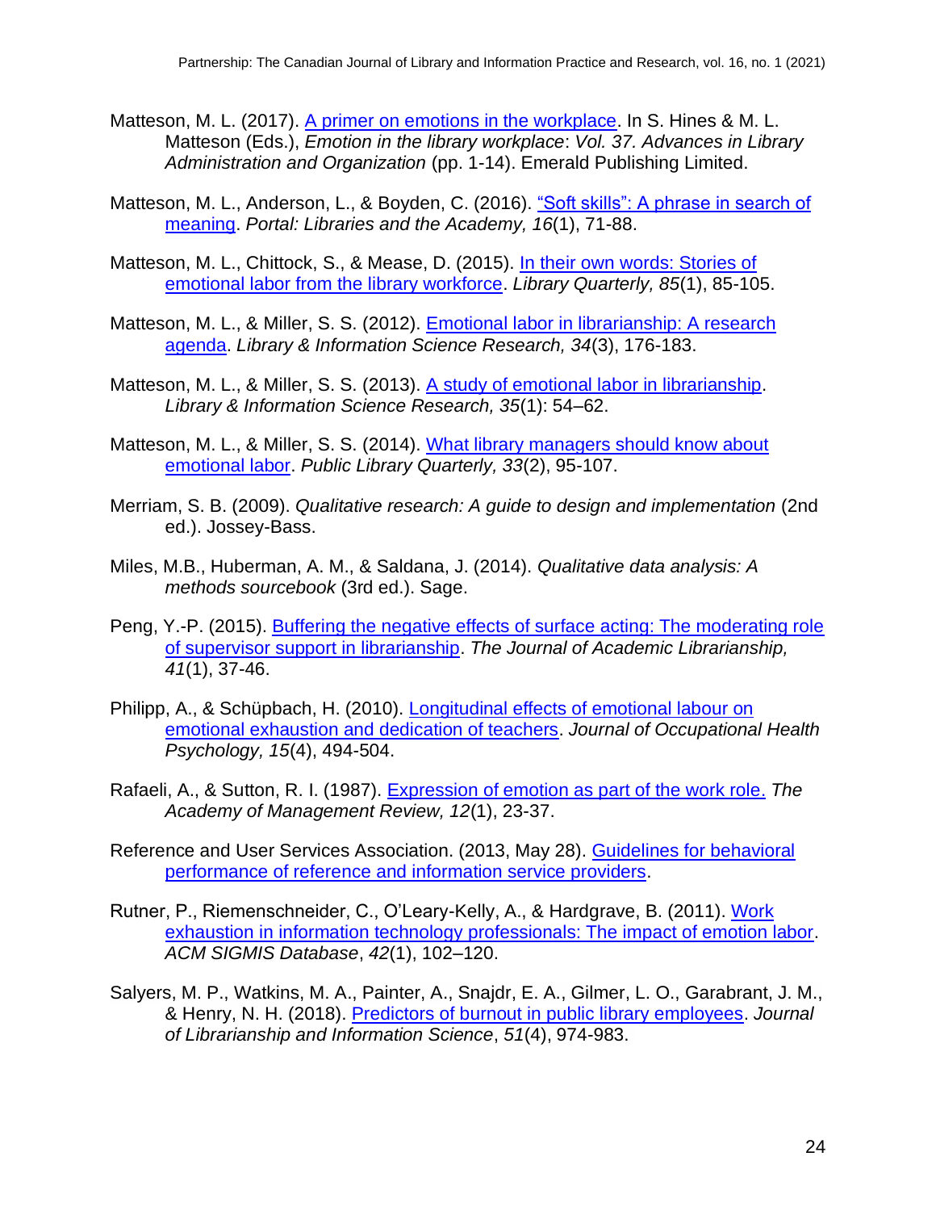Matteson, M. L. (2017). [A primer on emotions in the workplace](). In S. Hines & M. L. Matteson (Eds.), *Emotion in the library workplace*: *Vol. 37. Advances in Library Administration and Organization* (pp. 1-14). Emerald Publishing Limited.

Matteson, M. L., Anderson, L., & Boyden, C. (2016). ["Soft skills": A phrase in search of meaning](). *Portal: Libraries and the Academy, 16*(1), 71-88.

Matteson, M. L., Chittock, S., & Mease, D. (2015). [In their own words: Stories of emotional labor from the library workforce](). *Library Quarterly, 85*(1), 85-105.

Matteson, M. L., & Miller, S. S. (2012). [Emotional labor in librarianship: A research agenda](). *Library & Information Science Research, 34*(3), 176-183.

Matteson, M. L., & Miller, S. S. (2013). [A study of emotional labor in librarianship](). *Library & Information Science Research, 35*(1): 54–62.

Matteson, M. L., & Miller, S. S. (2014). [What library managers should know about emotional labor](). *Public Library Quarterly, 33*(2), 95-107.

Merriam, S. B. (2009). *Qualitative research: A guide to design and implementation* (2nd ed.). Jossey-Bass.

Miles, M.B., Huberman, A. M., & Saldana, J. (2014). *Qualitative data analysis: A methods sourcebook* (3rd ed.). Sage.

Peng, Y.-P. (2015). [Buffering the negative effects of surface acting: The moderating role of supervisor support in librarianship](). *The Journal of Academic Librarianship, 41*(1), 37-46.

Philipp, A., & Schüpbach, H. (2010). [Longitudinal effects of emotional labour on emotional exhaustion and dedication of teachers](). *Journal of Occupational Health Psychology, 15*(4), 494-504.

Rafaeli, A., & Sutton, R. I. (1987). [Expression of emotion as part of the work role.]() *The Academy of Management Review, 12*(1), 23-37.

Reference and User Services Association. (2013, May 28). [Guidelines for behavioral performance of reference and information service providers]().

Rutner, P., Riemenschneider, C., O'Leary-Kelly, A., & Hardgrave, B. (2011). [Work exhaustion in information technology professionals: The impact of emotion labor](). *ACM SIGMIS Database*, *42*(1), 102–120.

Salyers, M. P., Watkins, M. A., Painter, A., Snajdr, E. A., Gilmer, L. O., Garabrant, J. M., & Henry, N. H. (2018). [Predictors of burnout in public library employees](). *Journal of Librarianship and Information Science*, *51*(4), 974-983.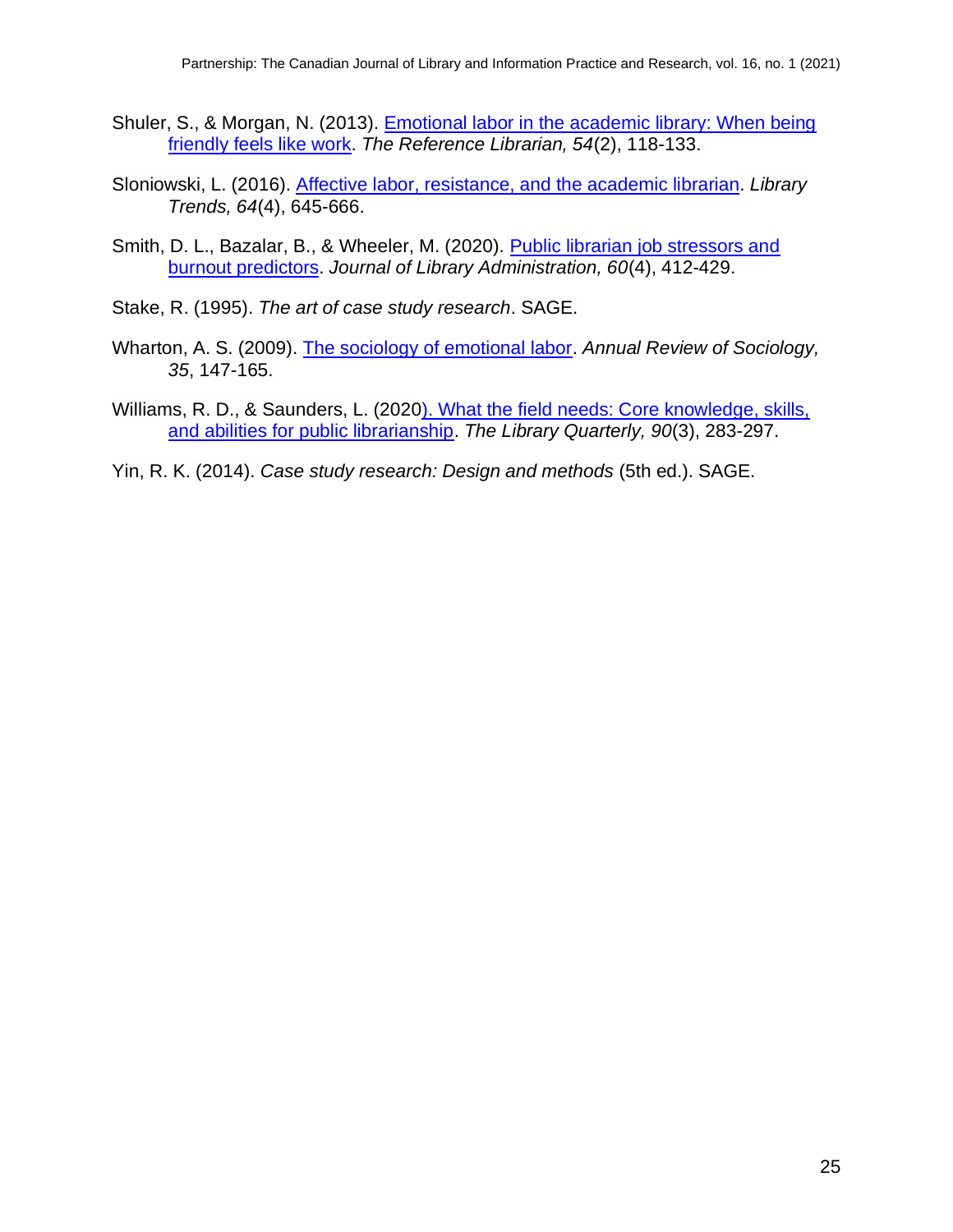Shuler, S., & Morgan, N. (2013). Emotional labor in the academic library: When being friendly feels like work. *The Reference Librarian, 54*(2), 118-133.

Sloniowski, L. (2016). Affective labor, resistance, and the academic librarian. *Library Trends, 64*(4), 645-666.

Smith, D. L., Bazalar, B., & Wheeler, M. (2020). Public librarian job stressors and burnout predictors. *Journal of Library Administration, 60*(4), 412-429.

Stake, R. (1995). *The art of case study research*. SAGE.

Wharton, A. S. (2009). The sociology of emotional labor. *Annual Review of Sociology, 35*, 147-165.

Williams, R. D., & Saunders, L. (2020). What the field needs: Core knowledge, skills, and abilities for public librarianship. *The Library Quarterly, 90*(3), 283-297.

Yin, R. K. (2014). *Case study research: Design and methods* (5th ed.). SAGE.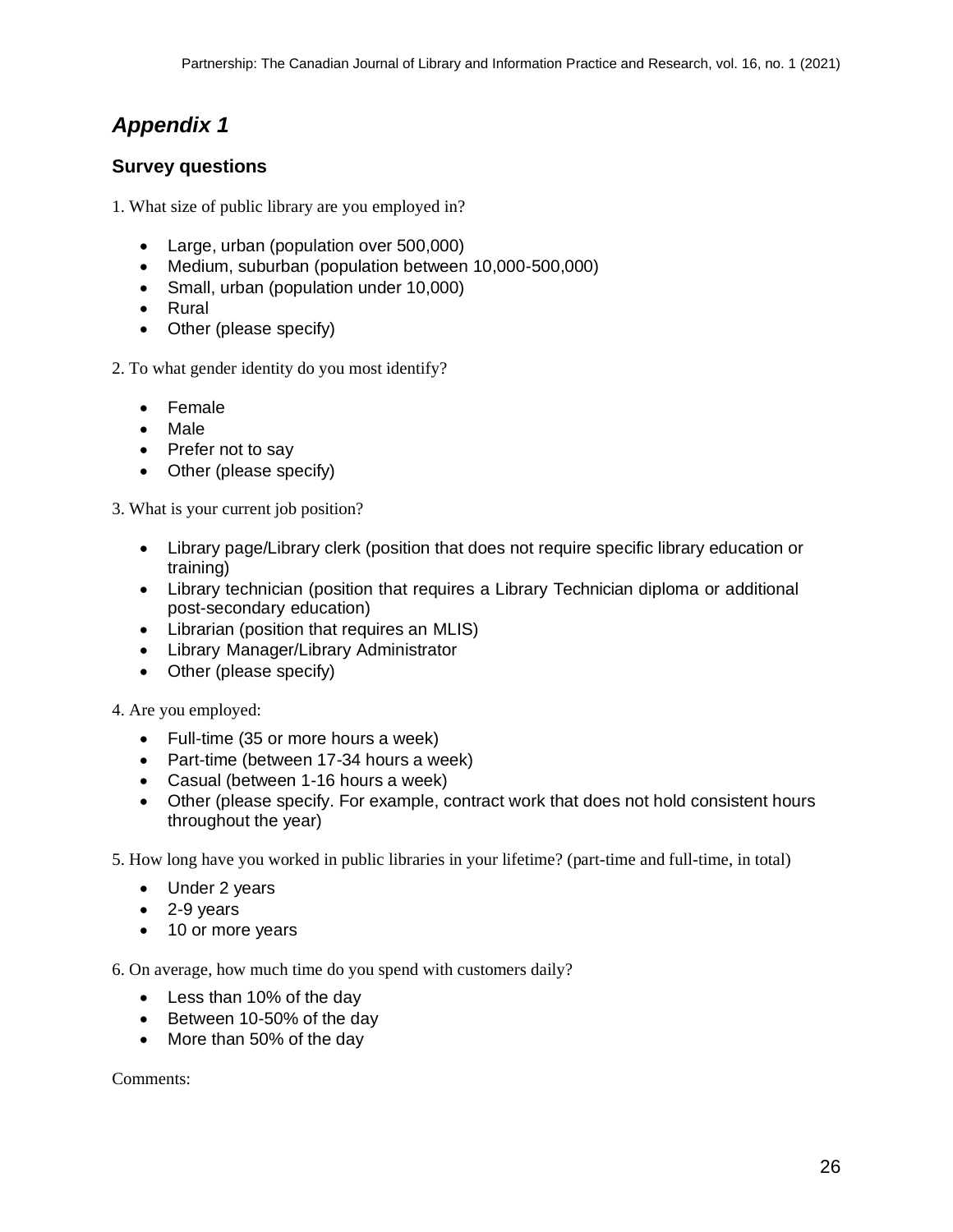## *Appendix 1*

### Survey questions

1. What size of public library are you employed in?

- Large, urban (population over 500,000)
- Medium, suburban (population between 10,000-500,000)
- Small, urban (population under 10,000)
- Rural
- Other (please specify)

2. To what gender identity do you most identify?

- Female
- Male
- Prefer not to say
- Other (please specify)

3. What is your current job position?

- Library page/Library clerk (position that does not require specific library education or training)
- Library technician (position that requires a Library Technician diploma or additional post-secondary education)
- Librarian (position that requires an MLIS)
- Library Manager/Library Administrator
- Other (please specify)

4. Are you employed:

- Full-time (35 or more hours a week)
- Part-time (between 17-34 hours a week)
- Casual (between 1-16 hours a week)
- Other (please specify. For example, contract work that does not hold consistent hours throughout the year)

5. How long have you worked in public libraries in your lifetime? (part-time and full-time, in total)

- Under 2 years
- 2-9 years
- 10 or more years

6. On average, how much time do you spend with customers daily?

- Less than 10% of the day
- Between 10-50% of the day
- More than 50% of the day

Comments: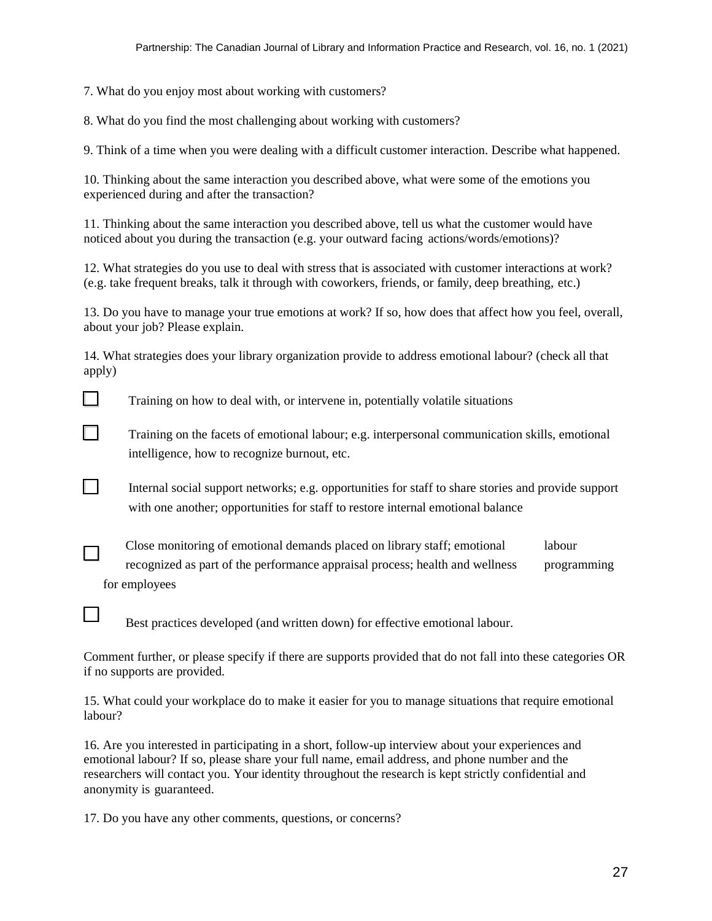7. What do you enjoy most about working with customers?

8. What do you find the most challenging about working with customers?

9. Think of a time when you were dealing with a difficult customer interaction. Describe what happened.

10. Thinking about the same interaction you described above, what were some of the emotions you experienced during and after the transaction?

11. Thinking about the same interaction you described above, tell us what the customer would have noticed about you during the transaction (e.g. your outward facing actions/words/emotions)?

12. What strategies do you use to deal with stress that is associated with customer interactions at work? (e.g. take frequent breaks, talk it through with coworkers, friends, or family, deep breathing, etc.)

13. Do you have to manage your true emotions at work? If so, how does that affect how you feel, overall, about your job? Please explain.

14. What strategies does your library organization provide to address emotional labour? (check all that apply)

☐ Training on how to deal with, or intervene in, potentially volatile situations

☐ Training on the facets of emotional labour; e.g. interpersonal communication skills, emotional intelligence, how to recognize burnout, etc.

☐ Internal social support networks; e.g. opportunities for staff to share stories and provide support with one another; opportunities for staff to restore internal emotional balance

☐ Close monitoring of emotional demands placed on library staff; emotional labour recognized as part of the performance appraisal process; health and wellness programming for employees

☐ Best practices developed (and written down) for effective emotional labour.

Comment further, or please specify if there are supports provided that do not fall into these categories OR if no supports are provided.

15. What could your workplace do to make it easier for you to manage situations that require emotional labour?

16. Are you interested in participating in a short, follow-up interview about your experiences and emotional labour? If so, please share your full name, email address, and phone number and the researchers will contact you. Your identity throughout the research is kept strictly confidential and anonymity is guaranteed.

17. Do you have any other comments, questions, or concerns?